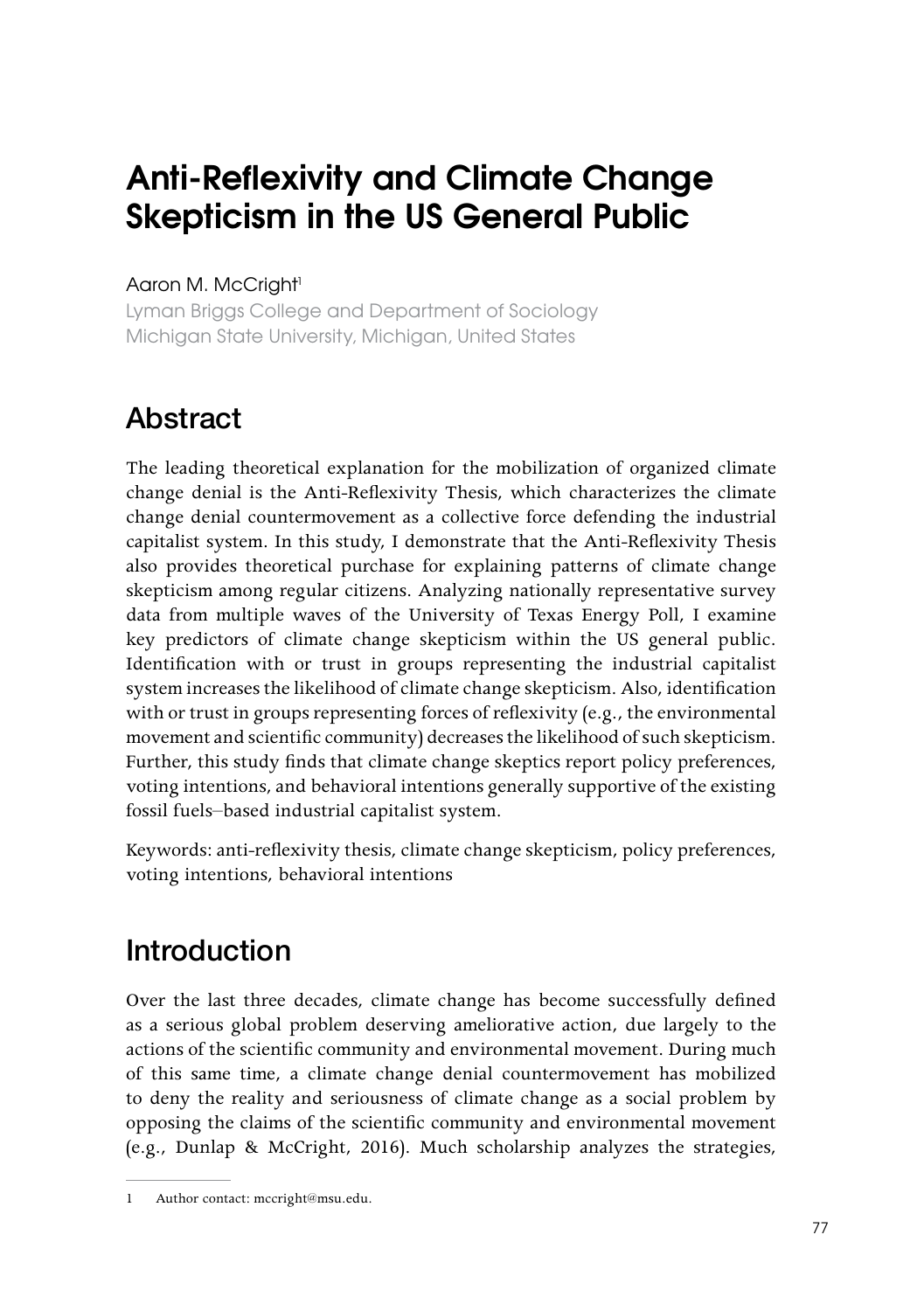# Anti-Reflexivity and Climate Change Skepticism in the US General Public

Aaron M. McCright[1]

Lyman Briggs College and Department of Sociology
Michigan State University, Michigan, United States

## Abstract

The leading theoretical explanation for the mobilization of organized climate change denial is the Anti-Reflexivity Thesis, which characterizes the climate change denial countermovement as a collective force defending the industrial capitalist system. In this study, I demonstrate that the Anti-Reflexivity Thesis also provides theoretical purchase for explaining patterns of climate change skepticism among regular citizens. Analyzing nationally representative survey data from multiple waves of the University of Texas Energy Poll, I examine key predictors of climate change skepticism within the US general public. Identification with or trust in groups representing the industrial capitalist system increases the likelihood of climate change skepticism. Also, identification with or trust in groups representing forces of reflexivity (e.g., the environmental movement and scientific community) decreases the likelihood of such skepticism. Further, this study finds that climate change skeptics report policy preferences, voting intentions, and behavioral intentions generally supportive of the existing fossil fuels–based industrial capitalist system.

Keywords: anti-reflexivity thesis, climate change skepticism, policy preferences, voting intentions, behavioral intentions

## Introduction

Over the last three decades, climate change has become successfully defined as a serious global problem deserving ameliorative action, due largely to the actions of the scientific community and environmental movement. During much of this same time, a climate change denial countermovement has mobilized to deny the reality and seriousness of climate change as a social problem by opposing the claims of the scientific community and environmental movement (e.g., Dunlap & McCright, 2016). Much scholarship analyzes the strategies,

1 Author contact: mccright@msu.edu.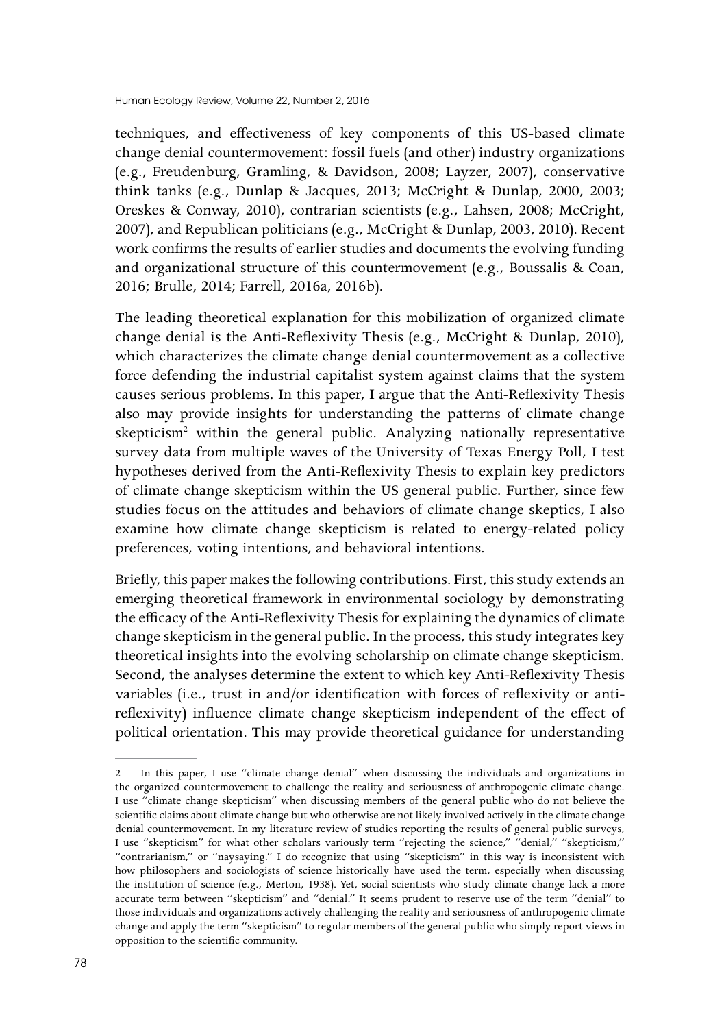techniques, and effectiveness of key components of this US-based climate change denial countermovement: fossil fuels (and other) industry organizations (e.g., Freudenburg, Gramling, & Davidson, 2008; Layzer, 2007), conservative think tanks (e.g., Dunlap & Jacques, 2013; McCright & Dunlap, 2000, 2003; Oreskes & Conway, 2010), contrarian scientists (e.g., Lahsen, 2008; McCright, 2007), and Republican politicians (e.g., McCright & Dunlap, 2003, 2010). Recent work confirms the results of earlier studies and documents the evolving funding and organizational structure of this countermovement (e.g., Boussalis & Coan, 2016; Brulle, 2014; Farrell, 2016a, 2016b).

The leading theoretical explanation for this mobilization of organized climate change denial is the Anti-Reflexivity Thesis (e.g., McCright & Dunlap, 2010), which characterizes the climate change denial countermovement as a collective force defending the industrial capitalist system against claims that the system causes serious problems. In this paper, I argue that the Anti-Reflexivity Thesis also may provide insights for understanding the patterns of climate change skepticism[2] within the general public. Analyzing nationally representative survey data from multiple waves of the University of Texas Energy Poll, I test hypotheses derived from the Anti-Reflexivity Thesis to explain key predictors of climate change skepticism within the US general public. Further, since few studies focus on the attitudes and behaviors of climate change skeptics, I also examine how climate change skepticism is related to energy-related policy preferences, voting intentions, and behavioral intentions.

Briefly, this paper makes the following contributions. First, this study extends an emerging theoretical framework in environmental sociology by demonstrating the efficacy of the Anti-Reflexivity Thesis for explaining the dynamics of climate change skepticism in the general public. In the process, this study integrates key theoretical insights into the evolving scholarship on climate change skepticism. Second, the analyses determine the extent to which key Anti-Reflexivity Thesis variables (i.e., trust in and/or identification with forces of reflexivity or anti-reflexivity) influence climate change skepticism independent of the effect of political orientation. This may provide theoretical guidance for understanding

2 In this paper, I use "climate change denial" when discussing the individuals and organizations in the organized countermovement to challenge the reality and seriousness of anthropogenic climate change. I use "climate change skepticism" when discussing members of the general public who do not believe the scientific claims about climate change but who otherwise are not likely involved actively in the climate change denial countermovement. In my literature review of studies reporting the results of general public surveys, I use "skepticism" for what other scholars variously term "rejecting the science," "denial," "skepticism," "contrarianism," or "naysaying." I do recognize that using "skepticism" in this way is inconsistent with how philosophers and sociologists of science historically have used the term, especially when discussing the institution of science (e.g., Merton, 1938). Yet, social scientists who study climate change lack a more accurate term between "skepticism" and "denial." It seems prudent to reserve use of the term "denial" to those individuals and organizations actively challenging the reality and seriousness of anthropogenic climate change and apply the term "skepticism" to regular members of the general public who simply report views in opposition to the scientific community.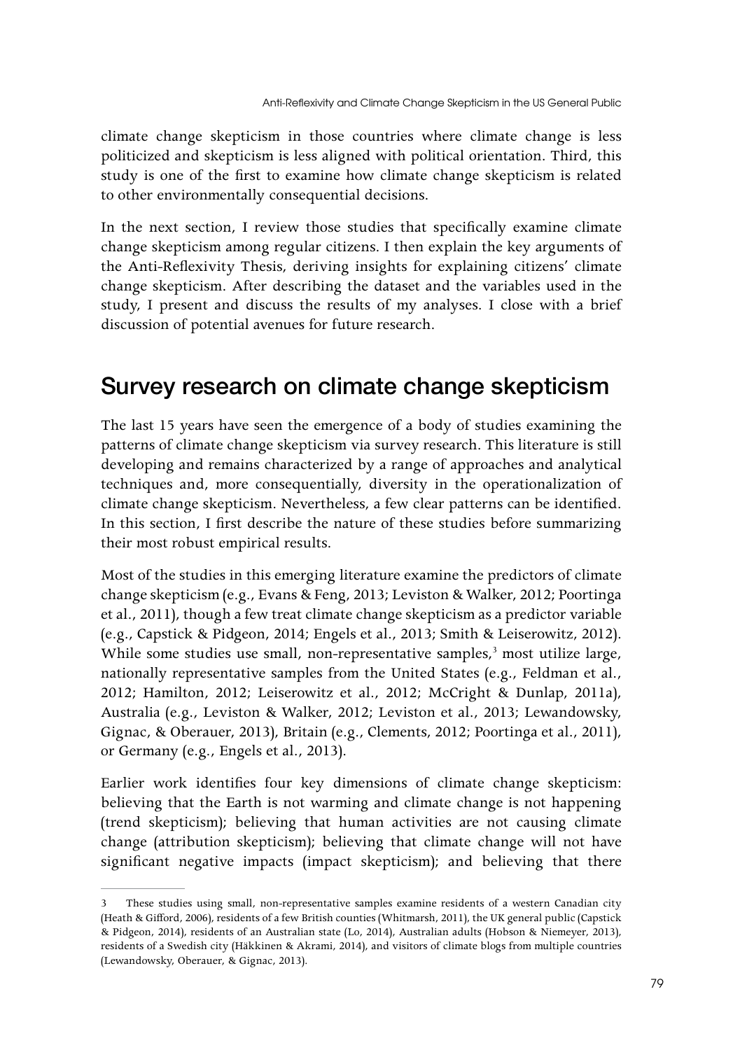climate change skepticism in those countries where climate change is less politicized and skepticism is less aligned with political orientation. Third, this study is one of the first to examine how climate change skepticism is related to other environmentally consequential decisions.

In the next section, I review those studies that specifically examine climate change skepticism among regular citizens. I then explain the key arguments of the Anti-Reflexivity Thesis, deriving insights for explaining citizens' climate change skepticism. After describing the dataset and the variables used in the study, I present and discuss the results of my analyses. I close with a brief discussion of potential avenues for future research.

## Survey research on climate change skepticism

The last 15 years have seen the emergence of a body of studies examining the patterns of climate change skepticism via survey research. This literature is still developing and remains characterized by a range of approaches and analytical techniques and, more consequentially, diversity in the operationalization of climate change skepticism. Nevertheless, a few clear patterns can be identified. In this section, I first describe the nature of these studies before summarizing their most robust empirical results.

Most of the studies in this emerging literature examine the predictors of climate change skepticism (e.g., Evans & Feng, 2013; Leviston & Walker, 2012; Poortinga et al., 2011), though a few treat climate change skepticism as a predictor variable (e.g., Capstick & Pidgeon, 2014; Engels et al., 2013; Smith & Leiserowitz, 2012). While some studies use small, non-representative samples,[3] most utilize large, nationally representative samples from the United States (e.g., Feldman et al., 2012; Hamilton, 2012; Leiserowitz et al., 2012; McCright & Dunlap, 2011a), Australia (e.g., Leviston & Walker, 2012; Leviston et al., 2013; Lewandowsky, Gignac, & Oberauer, 2013), Britain (e.g., Clements, 2012; Poortinga et al., 2011), or Germany (e.g., Engels et al., 2013).

Earlier work identifies four key dimensions of climate change skepticism: believing that the Earth is not warming and climate change is not happening (trend skepticism); believing that human activities are not causing climate change (attribution skepticism); believing that climate change will not have significant negative impacts (impact skepticism); and believing that there

3 These studies using small, non-representative samples examine residents of a western Canadian city (Heath & Gifford, 2006), residents of a few British counties (Whitmarsh, 2011), the UK general public (Capstick & Pidgeon, 2014), residents of an Australian state (Lo, 2014), Australian adults (Hobson & Niemeyer, 2013), residents of a Swedish city (Häkkinen & Akrami, 2014), and visitors of climate blogs from multiple countries (Lewandowsky, Oberauer, & Gignac, 2013).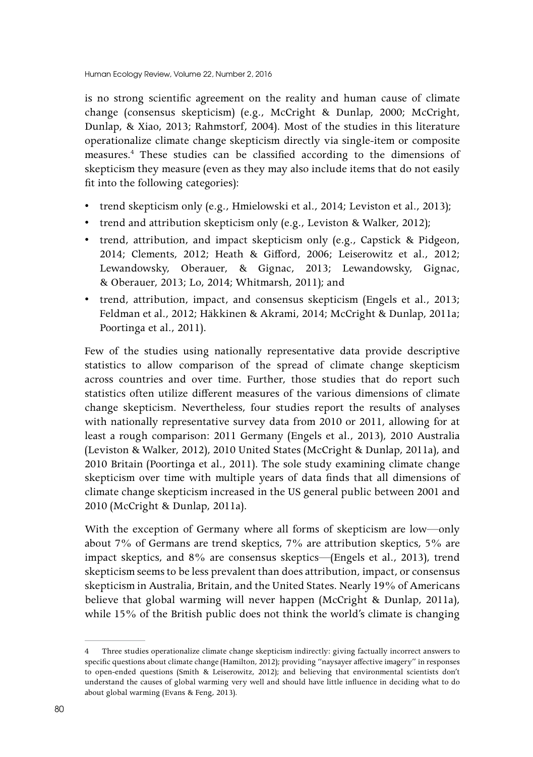is no strong scientific agreement on the reality and human cause of climate change (consensus skepticism) (e.g., McCright & Dunlap, 2000; McCright, Dunlap, & Xiao, 2013; Rahmstorf, 2004). Most of the studies in this literature operationalize climate change skepticism directly via single-item or composite measures.[4] These studies can be classified according to the dimensions of skepticism they measure (even as they may also include items that do not easily fit into the following categories):

- trend skepticism only (e.g., Hmielowski et al., 2014; Leviston et al., 2013);
- trend and attribution skepticism only (e.g., Leviston & Walker, 2012);
- trend, attribution, and impact skepticism only (e.g., Capstick & Pidgeon, 2014; Clements, 2012; Heath & Gifford, 2006; Leiserowitz et al., 2012; Lewandowsky, Oberauer, & Gignac, 2013; Lewandowsky, Gignac, & Oberauer, 2013; Lo, 2014; Whitmarsh, 2011); and
- trend, attribution, impact, and consensus skepticism (Engels et al., 2013; Feldman et al., 2012; Häkkinen & Akrami, 2014; McCright & Dunlap, 2011a; Poortinga et al., 2011).

Few of the studies using nationally representative data provide descriptive statistics to allow comparison of the spread of climate change skepticism across countries and over time. Further, those studies that do report such statistics often utilize different measures of the various dimensions of climate change skepticism. Nevertheless, four studies report the results of analyses with nationally representative survey data from 2010 or 2011, allowing for at least a rough comparison: 2011 Germany (Engels et al., 2013), 2010 Australia (Leviston & Walker, 2012), 2010 United States (McCright & Dunlap, 2011a), and 2010 Britain (Poortinga et al., 2011). The sole study examining climate change skepticism over time with multiple years of data finds that all dimensions of climate change skepticism increased in the US general public between 2001 and 2010 (McCright & Dunlap, 2011a).

With the exception of Germany where all forms of skepticism are low—only about 7% of Germans are trend skeptics, 7% are attribution skeptics, 5% are impact skeptics, and 8% are consensus skeptics—(Engels et al., 2013), trend skepticism seems to be less prevalent than does attribution, impact, or consensus skepticism in Australia, Britain, and the United States. Nearly 19% of Americans believe that global warming will never happen (McCright & Dunlap, 2011a), while 15% of the British public does not think the world's climate is changing

4 Three studies operationalize climate change skepticism indirectly: giving factually incorrect answers to specific questions about climate change (Hamilton, 2012); providing "naysayer affective imagery" in responses to open-ended questions (Smith & Leiserowitz, 2012); and believing that environmental scientists don't understand the causes of global warming very well and should have little influence in deciding what to do about global warming (Evans & Feng, 2013).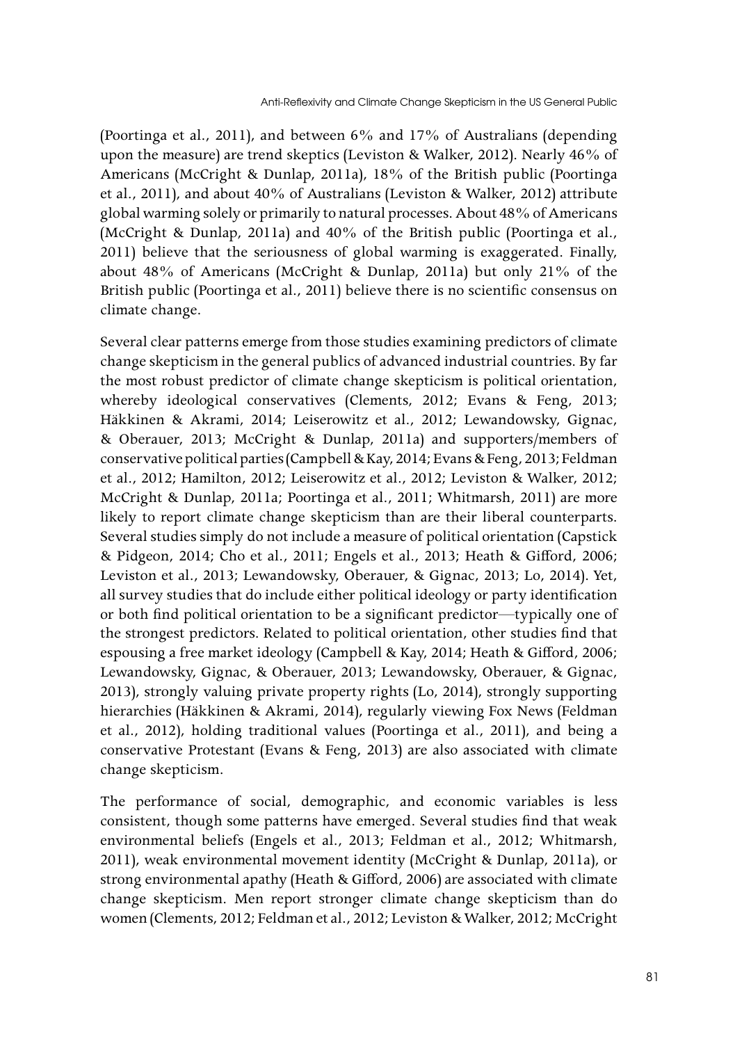(Poortinga et al., 2011), and between 6% and 17% of Australians (depending upon the measure) are trend skeptics (Leviston & Walker, 2012). Nearly 46% of Americans (McCright & Dunlap, 2011a), 18% of the British public (Poortinga et al., 2011), and about 40% of Australians (Leviston & Walker, 2012) attribute global warming solely or primarily to natural processes. About 48% of Americans (McCright & Dunlap, 2011a) and 40% of the British public (Poortinga et al., 2011) believe that the seriousness of global warming is exaggerated. Finally, about 48% of Americans (McCright & Dunlap, 2011a) but only 21% of the British public (Poortinga et al., 2011) believe there is no scientific consensus on climate change.

Several clear patterns emerge from those studies examining predictors of climate change skepticism in the general publics of advanced industrial countries. By far the most robust predictor of climate change skepticism is political orientation, whereby ideological conservatives (Clements, 2012; Evans & Feng, 2013; Häkkinen & Akrami, 2014; Leiserowitz et al., 2012; Lewandowsky, Gignac, & Oberauer, 2013; McCright & Dunlap, 2011a) and supporters/members of conservative political parties (Campbell & Kay, 2014; Evans & Feng, 2013; Feldman et al., 2012; Hamilton, 2012; Leiserowitz et al., 2012; Leviston & Walker, 2012; McCright & Dunlap, 2011a; Poortinga et al., 2011; Whitmarsh, 2011) are more likely to report climate change skepticism than are their liberal counterparts. Several studies simply do not include a measure of political orientation (Capstick & Pidgeon, 2014; Cho et al., 2011; Engels et al., 2013; Heath & Gifford, 2006; Leviston et al., 2013; Lewandowsky, Oberauer, & Gignac, 2013; Lo, 2014). Yet, all survey studies that do include either political ideology or party identification or both find political orientation to be a significant predictor—typically one of the strongest predictors. Related to political orientation, other studies find that espousing a free market ideology (Campbell & Kay, 2014; Heath & Gifford, 2006; Lewandowsky, Gignac, & Oberauer, 2013; Lewandowsky, Oberauer, & Gignac, 2013), strongly valuing private property rights (Lo, 2014), strongly supporting hierarchies (Häkkinen & Akrami, 2014), regularly viewing Fox News (Feldman et al., 2012), holding traditional values (Poortinga et al., 2011), and being a conservative Protestant (Evans & Feng, 2013) are also associated with climate change skepticism.

The performance of social, demographic, and economic variables is less consistent, though some patterns have emerged. Several studies find that weak environmental beliefs (Engels et al., 2013; Feldman et al., 2012; Whitmarsh, 2011), weak environmental movement identity (McCright & Dunlap, 2011a), or strong environmental apathy (Heath & Gifford, 2006) are associated with climate change skepticism. Men report stronger climate change skepticism than do women (Clements, 2012; Feldman et al., 2012; Leviston & Walker, 2012; McCright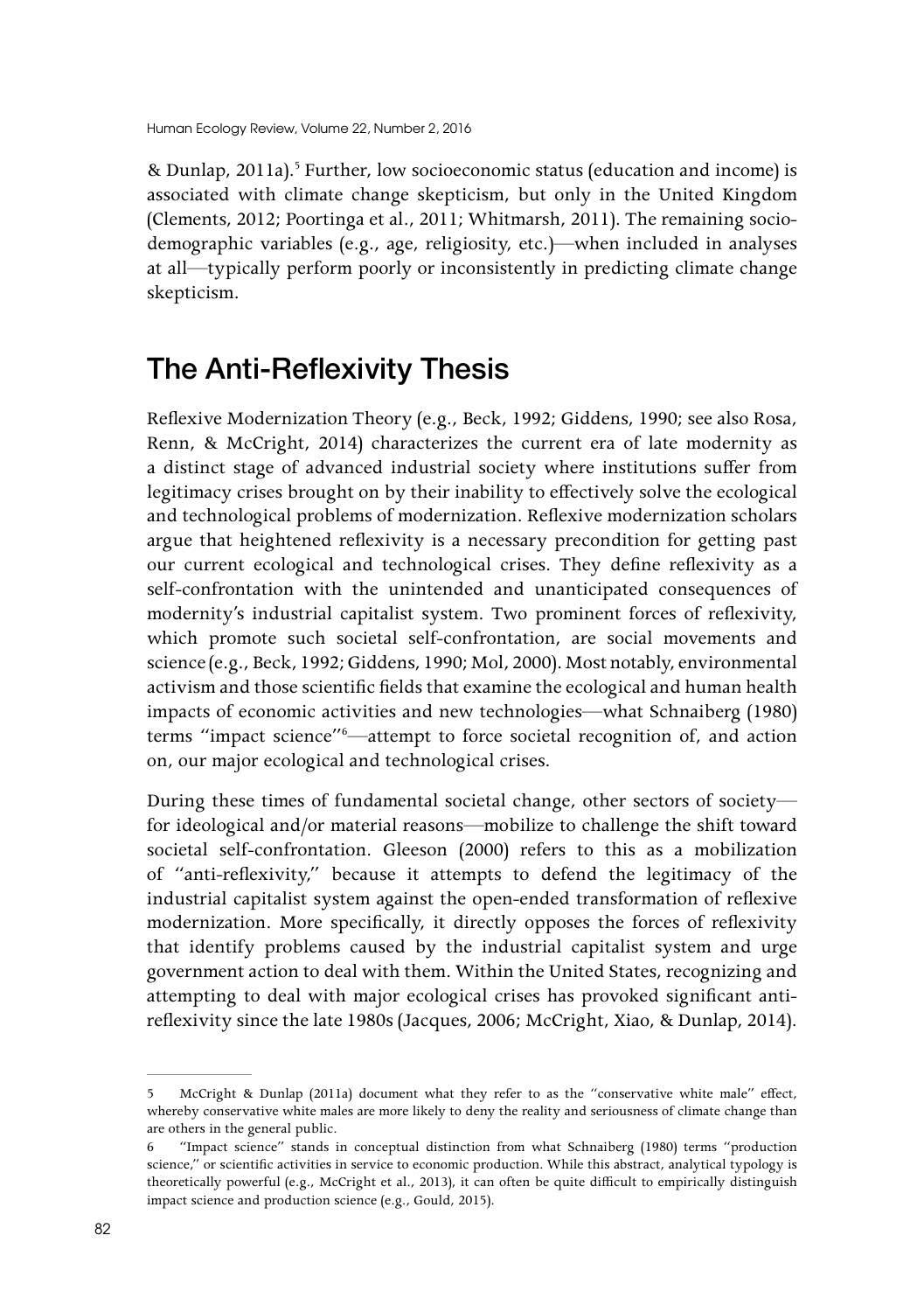& Dunlap, 2011a).[5] Further, low socioeconomic status (education and income) is associated with climate change skepticism, but only in the United Kingdom (Clements, 2012; Poortinga et al., 2011; Whitmarsh, 2011). The remaining socio-demographic variables (e.g., age, religiosity, etc.)—when included in analyses at all—typically perform poorly or inconsistently in predicting climate change skepticism.

## The Anti-Reflexivity Thesis

Reflexive Modernization Theory (e.g., Beck, 1992; Giddens, 1990; see also Rosa, Renn, & McCright, 2014) characterizes the current era of late modernity as a distinct stage of advanced industrial society where institutions suffer from legitimacy crises brought on by their inability to effectively solve the ecological and technological problems of modernization. Reflexive modernization scholars argue that heightened reflexivity is a necessary precondition for getting past our current ecological and technological crises. They define reflexivity as a self-confrontation with the unintended and unanticipated consequences of modernity's industrial capitalist system. Two prominent forces of reflexivity, which promote such societal self-confrontation, are social movements and science (e.g., Beck, 1992; Giddens, 1990; Mol, 2000). Most notably, environmental activism and those scientific fields that examine the ecological and human health impacts of economic activities and new technologies—what Schnaiberg (1980) terms "impact science"[6]—attempt to force societal recognition of, and action on, our major ecological and technological crises.

During these times of fundamental societal change, other sectors of society—for ideological and/or material reasons—mobilize to challenge the shift toward societal self-confrontation. Gleeson (2000) refers to this as a mobilization of "anti-reflexivity," because it attempts to defend the legitimacy of the industrial capitalist system against the open-ended transformation of reflexive modernization. More specifically, it directly opposes the forces of reflexivity that identify problems caused by the industrial capitalist system and urge government action to deal with them. Within the United States, recognizing and attempting to deal with major ecological crises has provoked significant anti-reflexivity since the late 1980s (Jacques, 2006; McCright, Xiao, & Dunlap, 2014).

---

5 McCright & Dunlap (2011a) document what they refer to as the "conservative white male" effect, whereby conservative white males are more likely to deny the reality and seriousness of climate change than are others in the general public.

6 "Impact science" stands in conceptual distinction from what Schnaiberg (1980) terms "production science," or scientific activities in service to economic production. While this abstract, analytical typology is theoretically powerful (e.g., McCright et al., 2013), it can often be quite difficult to empirically distinguish impact science and production science (e.g., Gould, 2015).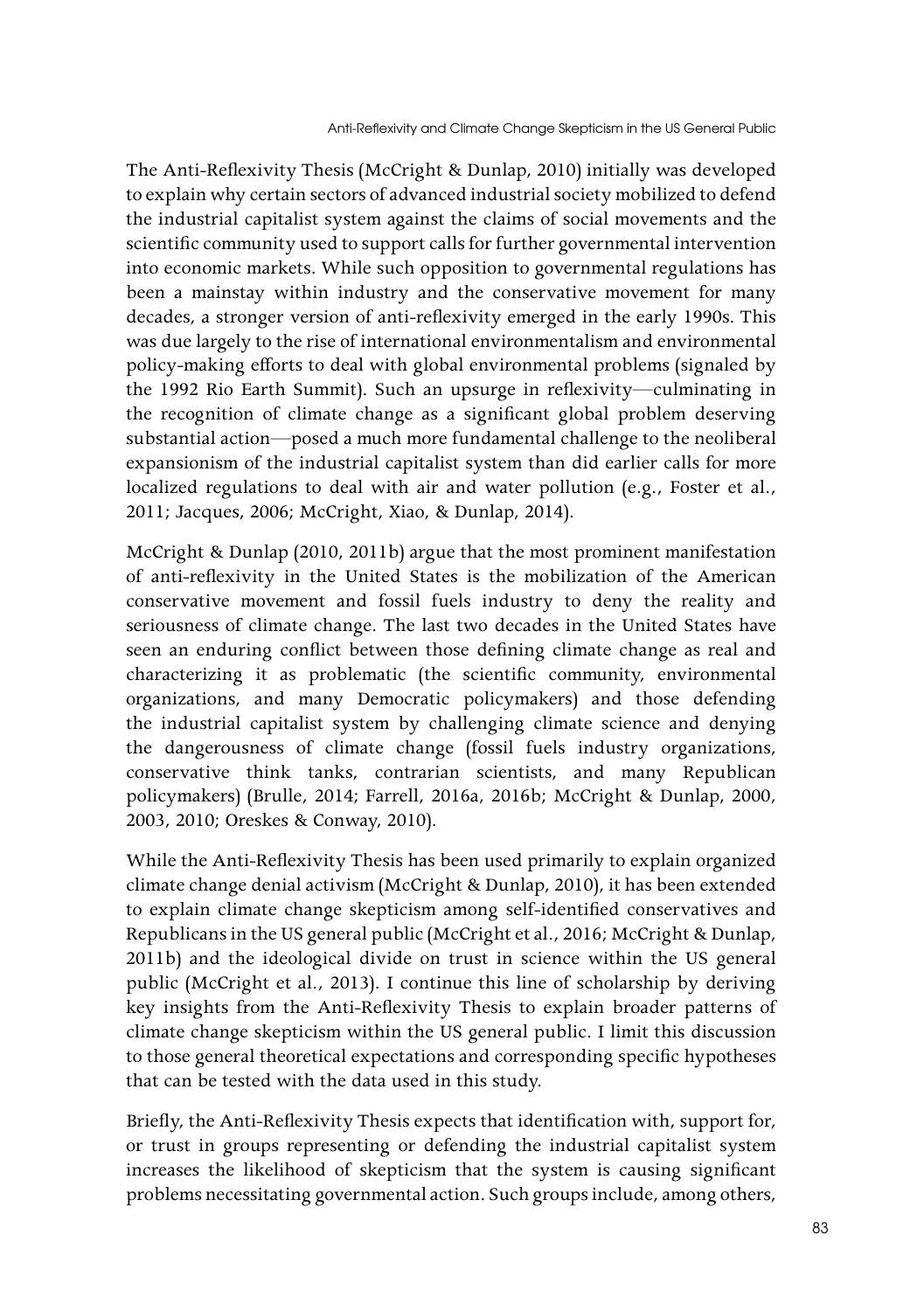The Anti-Reflexivity Thesis (McCright & Dunlap, 2010) initially was developed to explain why certain sectors of advanced industrial society mobilized to defend the industrial capitalist system against the claims of social movements and the scientific community used to support calls for further governmental intervention into economic markets. While such opposition to governmental regulations has been a mainstay within industry and the conservative movement for many decades, a stronger version of anti-reflexivity emerged in the early 1990s. This was due largely to the rise of international environmentalism and environmental policy-making efforts to deal with global environmental problems (signaled by the 1992 Rio Earth Summit). Such an upsurge in reflexivity—culminating in the recognition of climate change as a significant global problem deserving substantial action—posed a much more fundamental challenge to the neoliberal expansionism of the industrial capitalist system than did earlier calls for more localized regulations to deal with air and water pollution (e.g., Foster et al., 2011; Jacques, 2006; McCright, Xiao, & Dunlap, 2014).

McCright & Dunlap (2010, 2011b) argue that the most prominent manifestation of anti-reflexivity in the United States is the mobilization of the American conservative movement and fossil fuels industry to deny the reality and seriousness of climate change. The last two decades in the United States have seen an enduring conflict between those defining climate change as real and characterizing it as problematic (the scientific community, environmental organizations, and many Democratic policymakers) and those defending the industrial capitalist system by challenging climate science and denying the dangerousness of climate change (fossil fuels industry organizations, conservative think tanks, contrarian scientists, and many Republican policymakers) (Brulle, 2014; Farrell, 2016a, 2016b; McCright & Dunlap, 2000, 2003, 2010; Oreskes & Conway, 2010).

While the Anti-Reflexivity Thesis has been used primarily to explain organized climate change denial activism (McCright & Dunlap, 2010), it has been extended to explain climate change skepticism among self-identified conservatives and Republicans in the US general public (McCright et al., 2016; McCright & Dunlap, 2011b) and the ideological divide on trust in science within the US general public (McCright et al., 2013). I continue this line of scholarship by deriving key insights from the Anti-Reflexivity Thesis to explain broader patterns of climate change skepticism within the US general public. I limit this discussion to those general theoretical expectations and corresponding specific hypotheses that can be tested with the data used in this study.

Briefly, the Anti-Reflexivity Thesis expects that identification with, support for, or trust in groups representing or defending the industrial capitalist system increases the likelihood of skepticism that the system is causing significant problems necessitating governmental action. Such groups include, among others,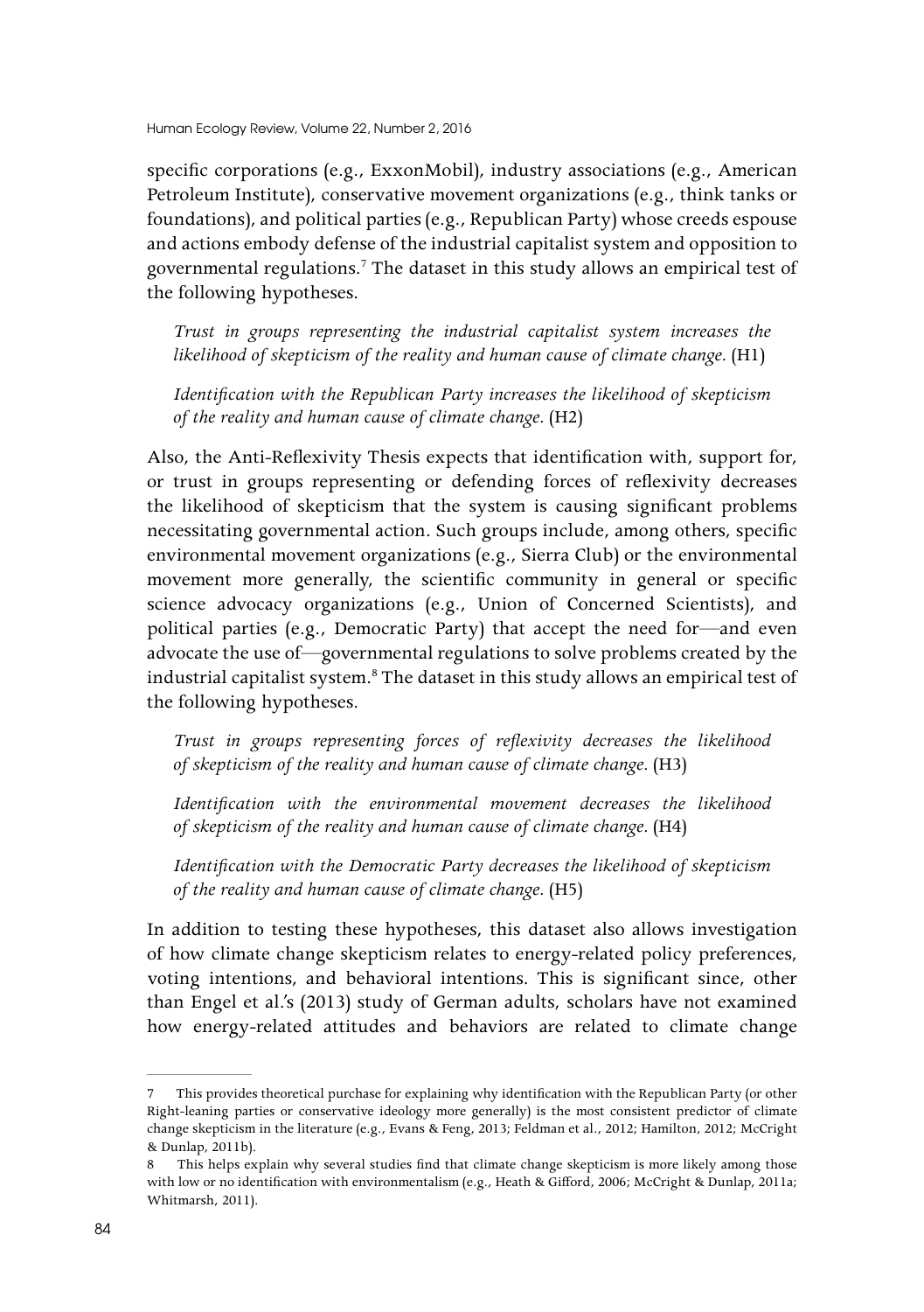specific corporations (e.g., ExxonMobil), industry associations (e.g., American Petroleum Institute), conservative movement organizations (e.g., think tanks or foundations), and political parties (e.g., Republican Party) whose creeds espouse and actions embody defense of the industrial capitalist system and opposition to governmental regulations.[7] The dataset in this study allows an empirical test of the following hypotheses.

> *Trust in groups representing the industrial capitalist system increases the likelihood of skepticism of the reality and human cause of climate change.* (H1)
>
> *Identification with the Republican Party increases the likelihood of skepticism of the reality and human cause of climate change.* (H2)

Also, the Anti-Reflexivity Thesis expects that identification with, support for, or trust in groups representing or defending forces of reflexivity decreases the likelihood of skepticism that the system is causing significant problems necessitating governmental action. Such groups include, among others, specific environmental movement organizations (e.g., Sierra Club) or the environmental movement more generally, the scientific community in general or specific science advocacy organizations (e.g., Union of Concerned Scientists), and political parties (e.g., Democratic Party) that accept the need for—and even advocate the use of—governmental regulations to solve problems created by the industrial capitalist system.[8] The dataset in this study allows an empirical test of the following hypotheses.

> *Trust in groups representing forces of reflexivity decreases the likelihood of skepticism of the reality and human cause of climate change.* (H3)
>
> *Identification with the environmental movement decreases the likelihood of skepticism of the reality and human cause of climate change.* (H4)
>
> *Identification with the Democratic Party decreases the likelihood of skepticism of the reality and human cause of climate change.* (H5)

In addition to testing these hypotheses, this dataset also allows investigation of how climate change skepticism relates to energy-related policy preferences, voting intentions, and behavioral intentions. This is significant since, other than Engel et al.'s (2013) study of German adults, scholars have not examined how energy-related attitudes and behaviors are related to climate change

---

7 This provides theoretical purchase for explaining why identification with the Republican Party (or other Right-leaning parties or conservative ideology more generally) is the most consistent predictor of climate change skepticism in the literature (e.g., Evans & Feng, 2013; Feldman et al., 2012; Hamilton, 2012; McCright & Dunlap, 2011b).

8 This helps explain why several studies find that climate change skepticism is more likely among those with low or no identification with environmentalism (e.g., Heath & Gifford, 2006; McCright & Dunlap, 2011a; Whitmarsh, 2011).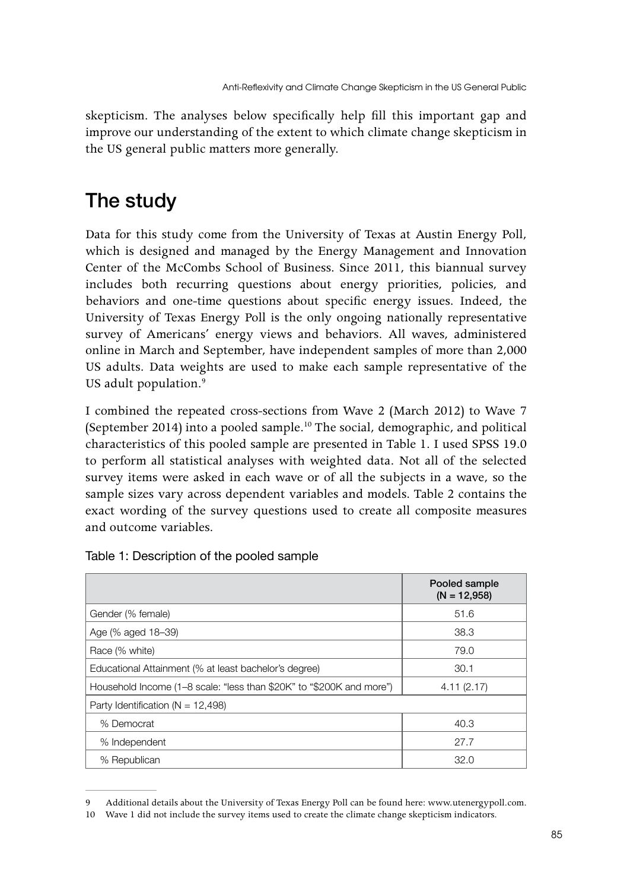skepticism. The analyses below specifically help fill this important gap and improve our understanding of the extent to which climate change skepticism in the US general public matters more generally.

## The study

Data for this study come from the University of Texas at Austin Energy Poll, which is designed and managed by the Energy Management and Innovation Center of the McCombs School of Business. Since 2011, this biannual survey includes both recurring questions about energy priorities, policies, and behaviors and one-time questions about specific energy issues. Indeed, the University of Texas Energy Poll is the only ongoing nationally representative survey of Americans' energy views and behaviors. All waves, administered online in March and September, have independent samples of more than 2,000 US adults. Data weights are used to make each sample representative of the US adult population.[9]

I combined the repeated cross-sections from Wave 2 (March 2012) to Wave 7 (September 2014) into a pooled sample.[10] The social, demographic, and political characteristics of this pooled sample are presented in Table 1. I used SPSS 19.0 to perform all statistical analyses with weighted data. Not all of the selected survey items were asked in each wave or of all the subjects in a wave, so the sample sizes vary across dependent variables and models. Table 2 contains the exact wording of the survey questions used to create all composite measures and outcome variables.

Table 1: Description of the pooled sample

| | Pooled sample (N = 12,958) |
|---|---|
| Gender (% female) | 51.6 |
| Age (% aged 18–39) | 38.3 |
| Race (% white) | 79.0 |
| Educational Attainment (% at least bachelor's degree) | 30.1 |
| Household Income (1–8 scale: "less than $20K" to "$200K and more") | 4.11 (2.17) |
| Party Identification (N = 12,498) | |
| % Democrat | 40.3 |
| % Independent | 27.7 |
| % Republican | 32.0 |

9 Additional details about the University of Texas Energy Poll can be found here: www.utenergypoll.com.

10 Wave 1 did not include the survey items used to create the climate change skepticism indicators.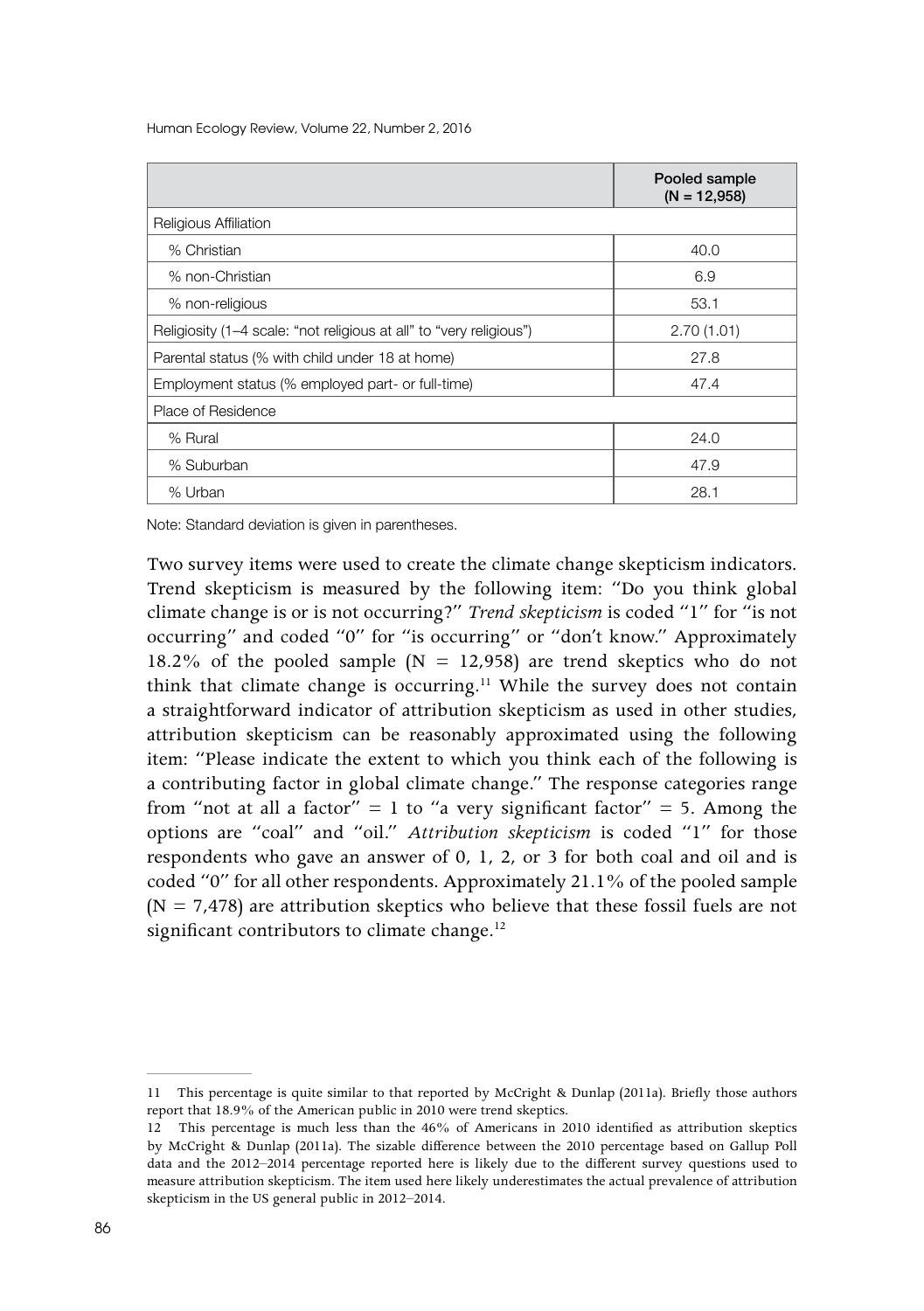| | Pooled sample (N = 12,958) |
|---|---|
| Religious Affiliation | |
| % Christian | 40.0 |
| % non-Christian | 6.9 |
| % non-religious | 53.1 |
| Religiosity (1–4 scale: "not religious at all" to "very religious") | 2.70 (1.01) |
| Parental status (% with child under 18 at home) | 27.8 |
| Employment status (% employed part- or full-time) | 47.4 |
| Place of Residence | |
| % Rural | 24.0 |
| % Suburban | 47.9 |
| % Urban | 28.1 |

Note: Standard deviation is given in parentheses.

Two survey items were used to create the climate change skepticism indicators. Trend skepticism is measured by the following item: "Do you think global climate change is or is not occurring?" *Trend skepticism* is coded "1" for "is not occurring" and coded "0" for "is occurring" or "don't know." Approximately 18.2% of the pooled sample (N = 12,958) are trend skeptics who do not think that climate change is occurring.[11] While the survey does not contain a straightforward indicator of attribution skepticism as used in other studies, attribution skepticism can be reasonably approximated using the following item: "Please indicate the extent to which you think each of the following is a contributing factor in global climate change." The response categories range from "not at all a factor" = 1 to "a very significant factor" = 5. Among the options are "coal" and "oil." *Attribution skepticism* is coded "1" for those respondents who gave an answer of 0, 1, 2, or 3 for both coal and oil and is coded "0" for all other respondents. Approximately 21.1% of the pooled sample (N = 7,478) are attribution skeptics who believe that these fossil fuels are not significant contributors to climate change.[12]

---

11 This percentage is quite similar to that reported by McCright & Dunlap (2011a). Briefly those authors report that 18.9% of the American public in 2010 were trend skeptics.

12 This percentage is much less than the 46% of Americans in 2010 identified as attribution skeptics by McCright & Dunlap (2011a). The sizable difference between the 2010 percentage based on Gallup Poll data and the 2012–2014 percentage reported here is likely due to the different survey questions used to measure attribution skepticism. The item used here likely underestimates the actual prevalence of attribution skepticism in the US general public in 2012–2014.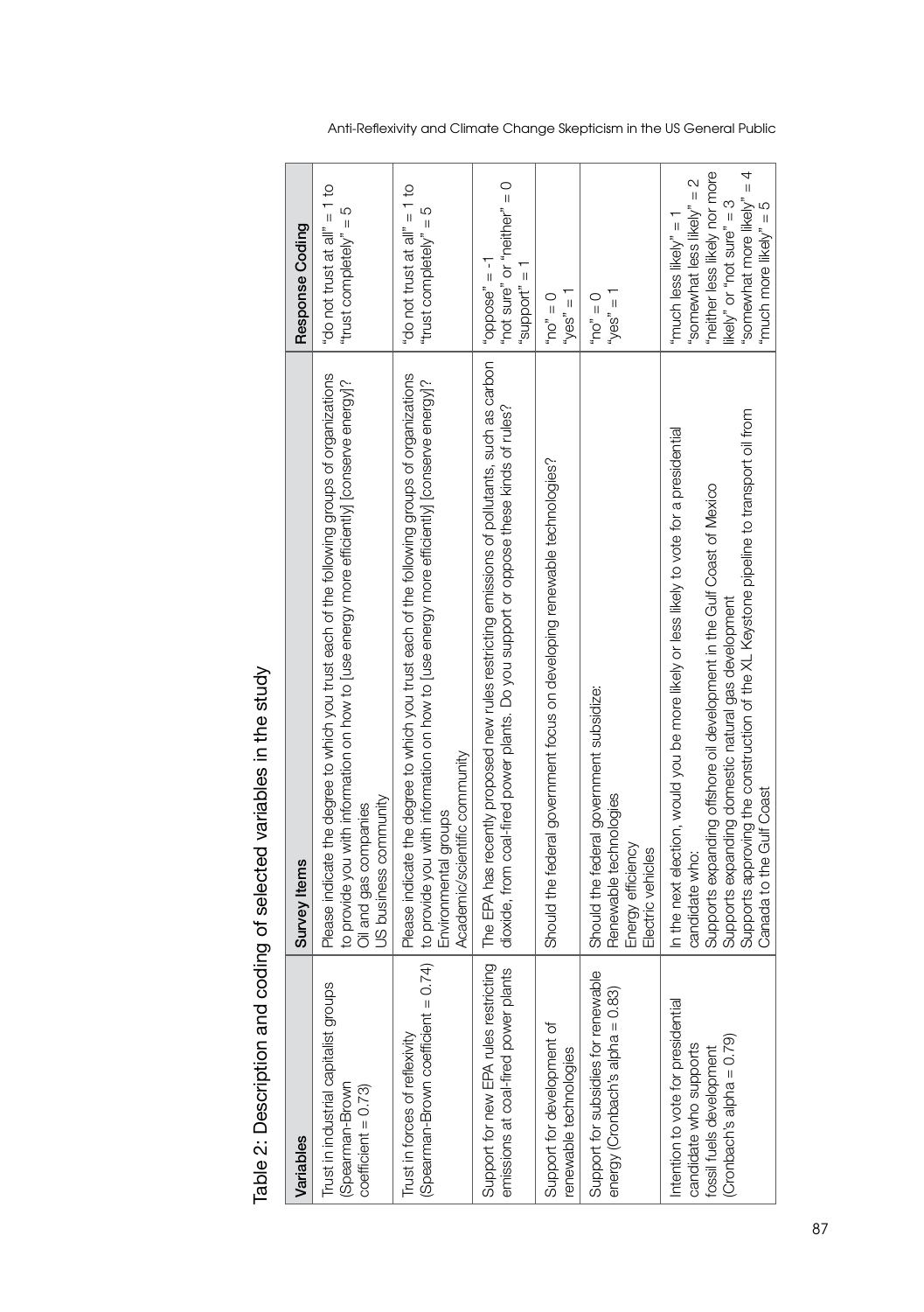Table 2: Description and coding of selected variables in the study

| Variables | Survey Items | Response Coding |
|---|---|---|
| Trust in industrial capitalist groups (Spearman-Brown coefficient = 0.73) | Please indicate the degree to which you trust each of the following groups of organizations to provide you with information on how to [use energy more efficiently] [conserve energy]? Oil and gas companies US business community | "do not trust at all" = 1 to "trust completely" = 5 |
| Trust in forces of reflexivity (Spearman-Brown coefficient = 0.74) | Please indicate the degree to which you trust each of the following groups of organizations to provide you with information on how to [use energy more efficiently] [conserve energy]? Environmental groups Academic/scientific community | "do not trust at all" = 1 to "trust completely" = 5 |
| Support for new EPA rules restricting emissions at coal-fired power plants | The EPA has recently proposed new rules restricting emissions of pollutants, such as carbon dioxide, from coal-fired power plants. Do you support or oppose these kinds of rules? | "oppose" = -1 "not sure" or "neither" = 0 "support" = 1 |
| Support for development of renewable technologies | Should the federal government focus on developing renewable technologies? | "no" = 0 "yes" = 1 |
| Support for subsidies for renewable energy (Cronbach's alpha = 0.83) | Should the federal government subsidize: Renewable technologies Energy efficiency Electric vehicles | "no" = 0 "yes" = 1 |
| Intention to vote for presidential candidate who supports fossil fuels development (Cronbach's alpha = 0.79) | In the next election, would you be more likely or less likely to vote for a presidential candidate who: Supports expanding offshore oil development in the Gulf Coast of Mexico Supports expanding domestic natural gas development Supports approving the construction of the XL Keystone pipeline to transport oil from Canada to the Gulf Coast | "much less likely" = 1 "somewhat less likely" = 2 "neither less likely nor more likely" or "not sure" = 3 "somewhat more likely" = 4 "much more likely" = 5 |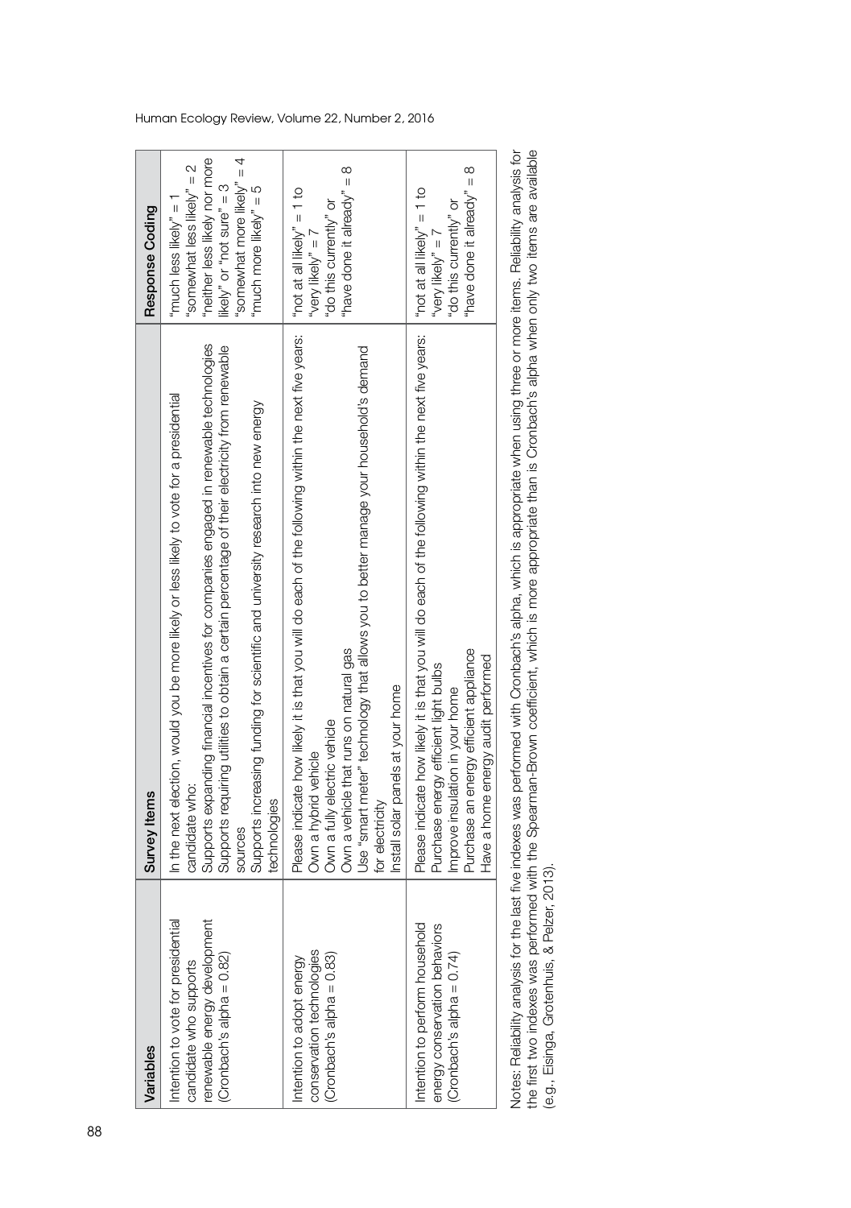| Variables | Survey Items | Response Coding |
|---|---|---|
| Intention to vote for presidential candidate who supports renewable energy development (Cronbach's alpha = 0.82) | In the next election, would you be more likely or less likely to vote for a presidential candidate who:<br>Supports expanding financial incentives for companies engaged in renewable technologies<br>Supports requiring utilities to obtain a certain percentage of their electricity from renewable sources<br>Supports increasing funding for scientific and university research into new energy technologies | "much less likely" = 1<br>"somewhat less likely" = 2<br>"neither less likely nor more likely" or "not sure" = 3<br>"somewhat more likely" = 4<br>"much more likely" = 5 |
| Intention to adopt energy conservation technologies (Cronbach's alpha = 0.83) | Please indicate how likely it is that you will do each of the following within the next five years:<br>Own a hybrid vehicle<br>Own a fully electric vehicle<br>Own a vehicle that runs on natural gas<br>Use "smart meter" technology that allows you to better manage your household's demand for electricity<br>Install solar panels at your home | "not at all likely" = 1 to "very likely" = 7<br>"do this currently" or "have done it already" = 8 |
| Intention to perform household energy conservation behaviors (Cronbach's alpha = 0.74) | Please indicate how likely it is that you will do each of the following within the next five years:<br>Purchase energy efficient light bulbs<br>Improve insulation in your home<br>Purchase an energy efficient appliance<br>Have a home energy audit performed | "not at all likely" = 1 to "very likely" = 7<br>"do this currently" or "have done it already" = 8 |

Notes: Reliability analysis for the last five indexes was performed with Cronbach's alpha, which is appropriate when using three or more items. Reliability analysis for the first two indexes was performed with the Spearman-Brown coefficient, which is more appropriate than is Cronbach's alpha when only two items are available (e.g., Eisinga, Grotenhuis, & Pelzer, 2013).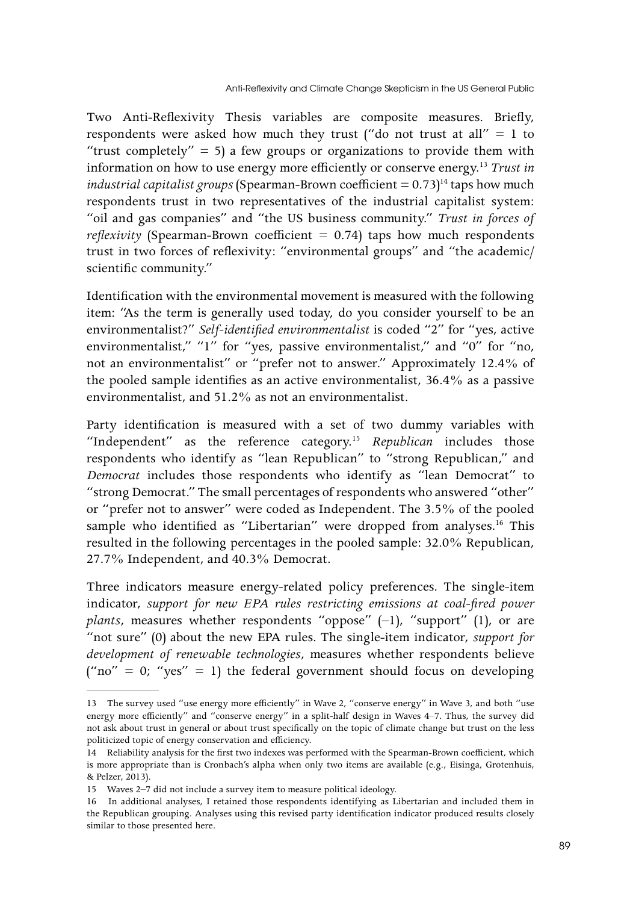Two Anti-Reflexivity Thesis variables are composite measures. Briefly, respondents were asked how much they trust ("do not trust at all" = 1 to "trust completely" = 5) a few groups or organizations to provide them with information on how to use energy more efficiently or conserve energy.[13] *Trust in industrial capitalist groups* (Spearman-Brown coefficient = 0.73)[14] taps how much respondents trust in two representatives of the industrial capitalist system: "oil and gas companies" and "the US business community." *Trust in forces of reflexivity* (Spearman-Brown coefficient = 0.74) taps how much respondents trust in two forces of reflexivity: "environmental groups" and "the academic/scientific community."

Identification with the environmental movement is measured with the following item: "As the term is generally used today, do you consider yourself to be an environmentalist?" *Self-identified environmentalist* is coded "2" for "yes, active environmentalist," "1" for "yes, passive environmentalist," and "0" for "no, not an environmentalist" or "prefer not to answer." Approximately 12.4% of the pooled sample identifies as an active environmentalist, 36.4% as a passive environmentalist, and 51.2% as not an environmentalist.

Party identification is measured with a set of two dummy variables with "Independent" as the reference category.[15] *Republican* includes those respondents who identify as "lean Republican" to "strong Republican," and *Democrat* includes those respondents who identify as "lean Democrat" to "strong Democrat." The small percentages of respondents who answered "other" or "prefer not to answer" were coded as Independent. The 3.5% of the pooled sample who identified as "Libertarian" were dropped from analyses.[16] This resulted in the following percentages in the pooled sample: 32.0% Republican, 27.7% Independent, and 40.3% Democrat.

Three indicators measure energy-related policy preferences. The single-item indicator, *support for new EPA rules restricting emissions at coal-fired power plants*, measures whether respondents "oppose" (–1), "support" (1), or are "not sure" (0) about the new EPA rules. The single-item indicator, *support for development of renewable technologies*, measures whether respondents believe ("no" = 0; "yes" = 1) the federal government should focus on developing

---

13 The survey used "use energy more efficiently" in Wave 2, "conserve energy" in Wave 3, and both "use energy more efficiently" and "conserve energy" in a split-half design in Waves 4–7. Thus, the survey did not ask about trust in general or about trust specifically on the topic of climate change but trust on the less politicized topic of energy conservation and efficiency.

14 Reliability analysis for the first two indexes was performed with the Spearman-Brown coefficient, which is more appropriate than is Cronbach's alpha when only two items are available (e.g., Eisinga, Grotenhuis, & Pelzer, 2013).

15 Waves 2–7 did not include a survey item to measure political ideology.

16 In additional analyses, I retained those respondents identifying as Libertarian and included them in the Republican grouping. Analyses using this revised party identification indicator produced results closely similar to those presented here.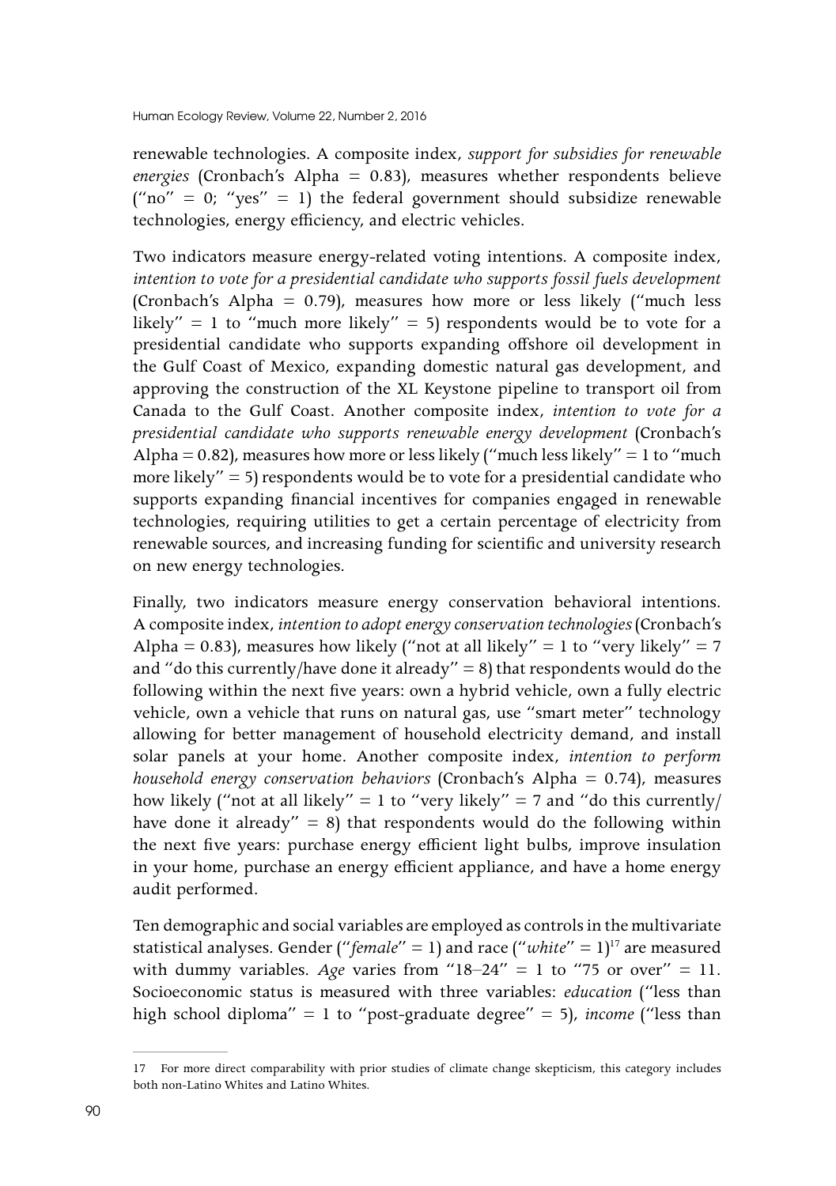renewable technologies. A composite index, *support for subsidies for renewable energies* (Cronbach's Alpha = 0.83), measures whether respondents believe ("no" = 0; "yes" = 1) the federal government should subsidize renewable technologies, energy efficiency, and electric vehicles.

Two indicators measure energy-related voting intentions. A composite index, *intention to vote for a presidential candidate who supports fossil fuels development* (Cronbach's Alpha = 0.79), measures how more or less likely ("much less likely" = 1 to "much more likely" = 5) respondents would be to vote for a presidential candidate who supports expanding offshore oil development in the Gulf Coast of Mexico, expanding domestic natural gas development, and approving the construction of the XL Keystone pipeline to transport oil from Canada to the Gulf Coast. Another composite index, *intention to vote for a presidential candidate who supports renewable energy development* (Cronbach's Alpha = 0.82), measures how more or less likely ("much less likely" = 1 to "much more likely" = 5) respondents would be to vote for a presidential candidate who supports expanding financial incentives for companies engaged in renewable technologies, requiring utilities to get a certain percentage of electricity from renewable sources, and increasing funding for scientific and university research on new energy technologies.

Finally, two indicators measure energy conservation behavioral intentions. A composite index, *intention to adopt energy conservation technologies* (Cronbach's Alpha = 0.83), measures how likely ("not at all likely" = 1 to "very likely" = 7 and "do this currently/have done it already" = 8) that respondents would do the following within the next five years: own a hybrid vehicle, own a fully electric vehicle, own a vehicle that runs on natural gas, use "smart meter" technology allowing for better management of household electricity demand, and install solar panels at your home. Another composite index, *intention to perform household energy conservation behaviors* (Cronbach's Alpha = 0.74), measures how likely ("not at all likely" = 1 to "very likely" = 7 and "do this currently/have done it already" = 8) that respondents would do the following within the next five years: purchase energy efficient light bulbs, improve insulation in your home, purchase an energy efficient appliance, and have a home energy audit performed.

Ten demographic and social variables are employed as controls in the multivariate statistical analyses. Gender ("*female*" = 1) and race ("*white*" = 1)[17] are measured with dummy variables. *Age* varies from "18–24" = 1 to "75 or over" = 11. Socioeconomic status is measured with three variables: *education* ("less than high school diploma" = 1 to "post-graduate degree" = 5), *income* ("less than

17 For more direct comparability with prior studies of climate change skepticism, this category includes both non-Latino Whites and Latino Whites.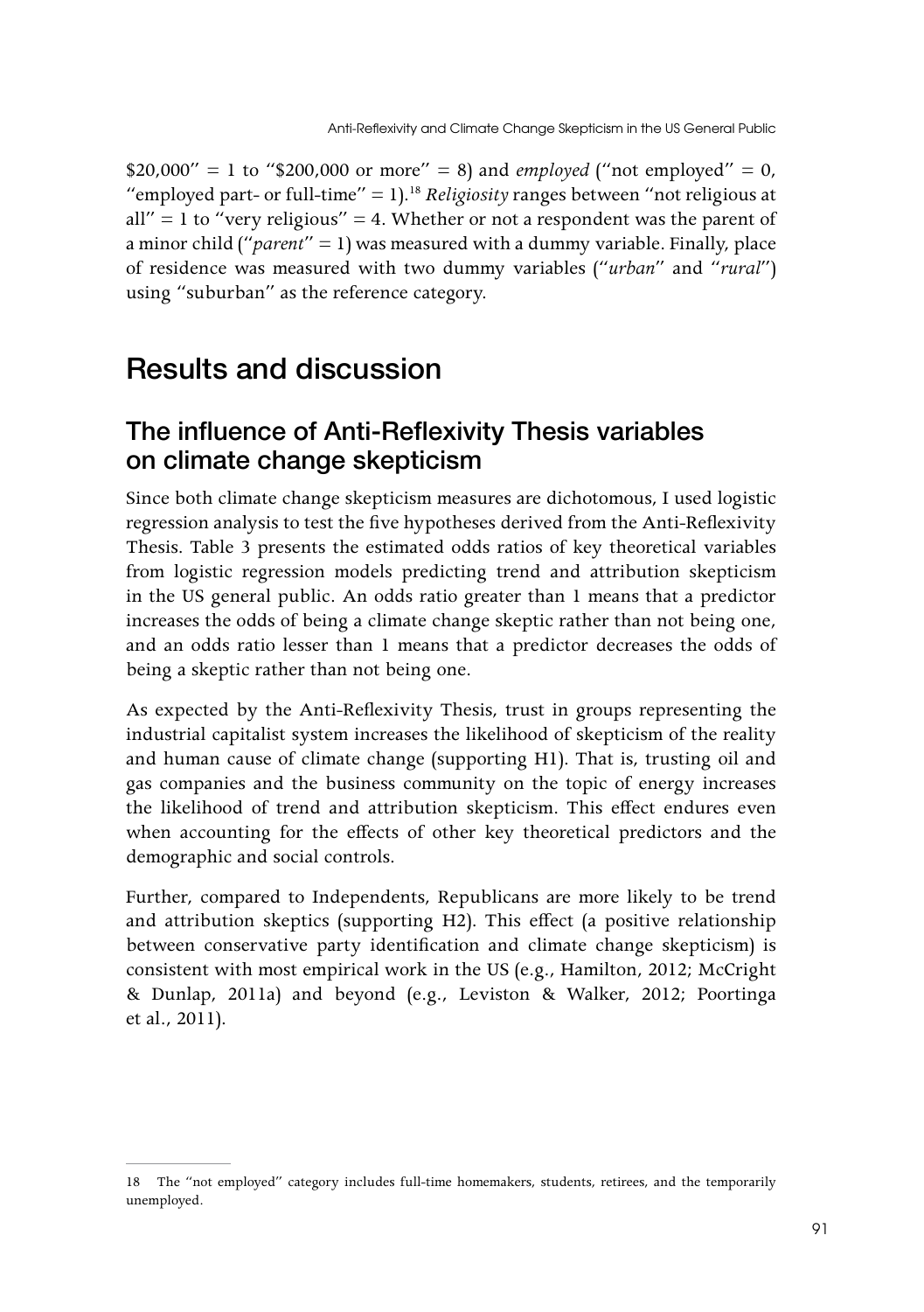$20,000" = 1 to "$200,000 or more" = 8) and *employed* ("not employed" = 0, "employed part- or full-time" = 1).[18] *Religiosity* ranges between "not religious at all" = 1 to "very religious" = 4. Whether or not a respondent was the parent of a minor child ("*parent*" = 1) was measured with a dummy variable. Finally, place of residence was measured with two dummy variables ("*urban*" and "*rural*") using "suburban" as the reference category.

# Results and discussion

## The influence of Anti-Reflexivity Thesis variables on climate change skepticism

Since both climate change skepticism measures are dichotomous, I used logistic regression analysis to test the five hypotheses derived from the Anti-Reflexivity Thesis. Table 3 presents the estimated odds ratios of key theoretical variables from logistic regression models predicting trend and attribution skepticism in the US general public. An odds ratio greater than 1 means that a predictor increases the odds of being a climate change skeptic rather than not being one, and an odds ratio lesser than 1 means that a predictor decreases the odds of being a skeptic rather than not being one.

As expected by the Anti-Reflexivity Thesis, trust in groups representing the industrial capitalist system increases the likelihood of skepticism of the reality and human cause of climate change (supporting H1). That is, trusting oil and gas companies and the business community on the topic of energy increases the likelihood of trend and attribution skepticism. This effect endures even when accounting for the effects of other key theoretical predictors and the demographic and social controls.

Further, compared to Independents, Republicans are more likely to be trend and attribution skeptics (supporting H2). This effect (a positive relationship between conservative party identification and climate change skepticism) is consistent with most empirical work in the US (e.g., Hamilton, 2012; McCright & Dunlap, 2011a) and beyond (e.g., Leviston & Walker, 2012; Poortinga et al., 2011).

18 The "not employed" category includes full-time homemakers, students, retirees, and the temporarily unemployed.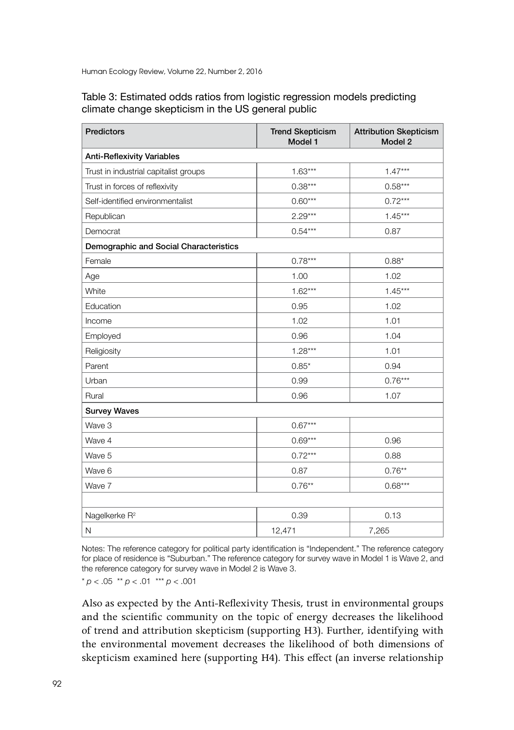Table 3: Estimated odds ratios from logistic regression models predicting climate change skepticism in the US general public

| Predictors | Trend Skepticism Model 1 | Attribution Skepticism Model 2 |
|---|---|---|
| **Anti-Reflexivity Variables** | | |
| Trust in industrial capitalist groups | 1.63*** | 1.47*** |
| Trust in forces of reflexivity | 0.38*** | 0.58*** |
| Self-identified environmentalist | 0.60*** | 0.72*** |
| Republican | 2.29*** | 1.45*** |
| Democrat | 0.54*** | 0.87 |
| **Demographic and Social Characteristics** | | |
| Female | 0.78*** | 0.88* |
| Age | 1.00 | 1.02 |
| White | 1.62*** | 1.45*** |
| Education | 0.95 | 1.02 |
| Income | 1.02 | 1.01 |
| Employed | 0.96 | 1.04 |
| Religiosity | 1.28*** | 1.01 |
| Parent | 0.85* | 0.94 |
| Urban | 0.99 | 0.76*** |
| Rural | 0.96 | 1.07 |
| **Survey Waves** | | |
| Wave 3 | 0.67*** | |
| Wave 4 | 0.69*** | 0.96 |
| Wave 5 | 0.72*** | 0.88 |
| Wave 6 | 0.87 | 0.76** |
| Wave 7 | 0.76** | 0.68*** |
| | | |
| Nagelkerke $R^2$ | 0.39 | 0.13 |
| N | 12,471 | 7,265 |

Notes: The reference category for political party identification is "Independent." The reference category for place of residence is "Suburban." The reference category for survey wave in Model 1 is Wave 2, and the reference category for survey wave in Model 2 is Wave 3.

* $p < .05$ ** $p < .01$ *** $p < .001$

Also as expected by the Anti-Reflexivity Thesis, trust in environmental groups and the scientific community on the topic of energy decreases the likelihood of trend and attribution skepticism (supporting H3). Further, identifying with the environmental movement decreases the likelihood of both dimensions of skepticism examined here (supporting H4). This effect (an inverse relationship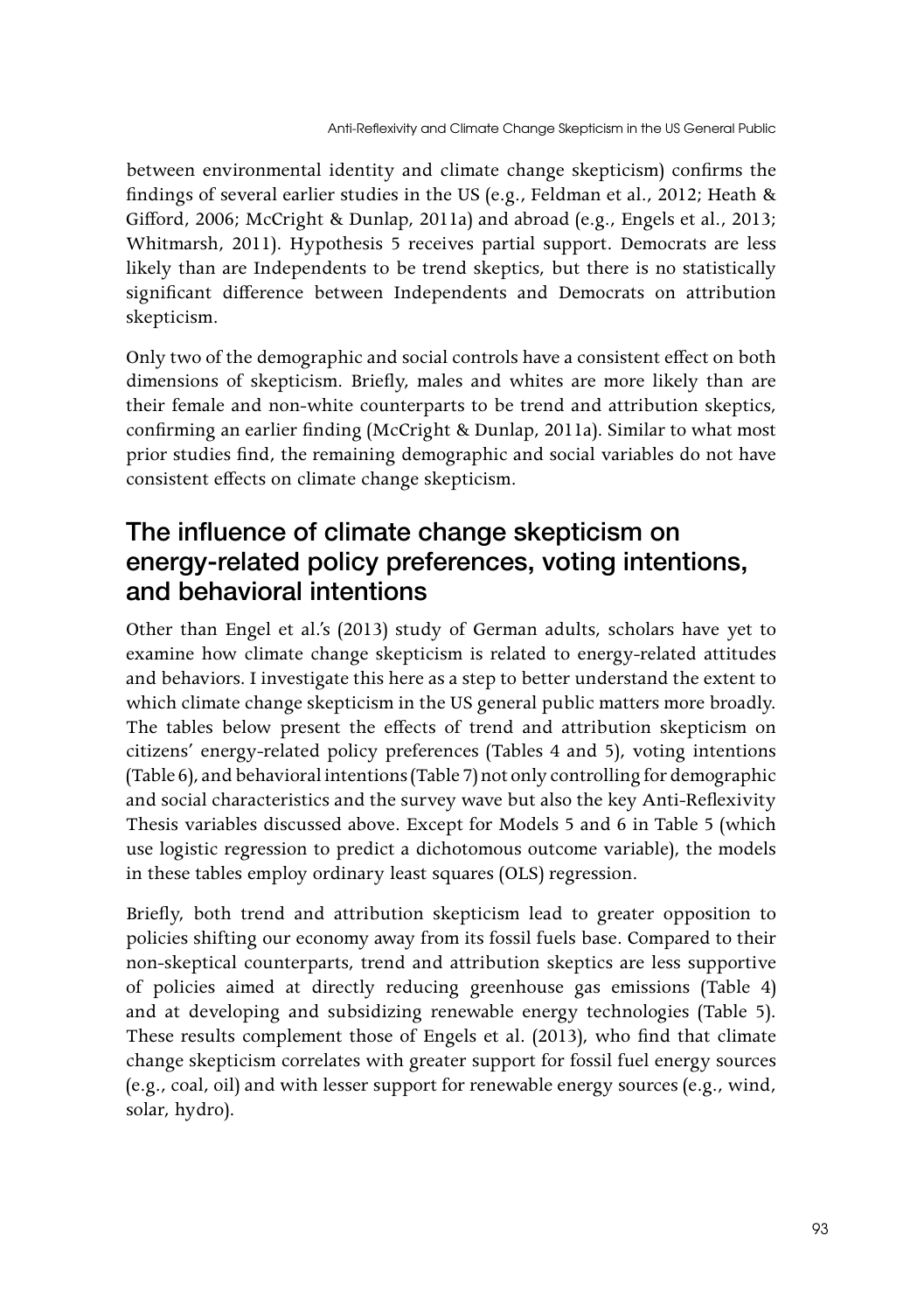between environmental identity and climate change skepticism) confirms the findings of several earlier studies in the US (e.g., Feldman et al., 2012; Heath & Gifford, 2006; McCright & Dunlap, 2011a) and abroad (e.g., Engels et al., 2013; Whitmarsh, 2011). Hypothesis 5 receives partial support. Democrats are less likely than are Independents to be trend skeptics, but there is no statistically significant difference between Independents and Democrats on attribution skepticism.

Only two of the demographic and social controls have a consistent effect on both dimensions of skepticism. Briefly, males and whites are more likely than are their female and non-white counterparts to be trend and attribution skeptics, confirming an earlier finding (McCright & Dunlap, 2011a). Similar to what most prior studies find, the remaining demographic and social variables do not have consistent effects on climate change skepticism.

## The influence of climate change skepticism on energy-related policy preferences, voting intentions, and behavioral intentions

Other than Engel et al.'s (2013) study of German adults, scholars have yet to examine how climate change skepticism is related to energy-related attitudes and behaviors. I investigate this here as a step to better understand the extent to which climate change skepticism in the US general public matters more broadly. The tables below present the effects of trend and attribution skepticism on citizens' energy-related policy preferences (Tables 4 and 5), voting intentions (Table 6), and behavioral intentions (Table 7) not only controlling for demographic and social characteristics and the survey wave but also the key Anti-Reflexivity Thesis variables discussed above. Except for Models 5 and 6 in Table 5 (which use logistic regression to predict a dichotomous outcome variable), the models in these tables employ ordinary least squares (OLS) regression.

Briefly, both trend and attribution skepticism lead to greater opposition to policies shifting our economy away from its fossil fuels base. Compared to their non-skeptical counterparts, trend and attribution skeptics are less supportive of policies aimed at directly reducing greenhouse gas emissions (Table 4) and at developing and subsidizing renewable energy technologies (Table 5). These results complement those of Engels et al. (2013), who find that climate change skepticism correlates with greater support for fossil fuel energy sources (e.g., coal, oil) and with lesser support for renewable energy sources (e.g., wind, solar, hydro).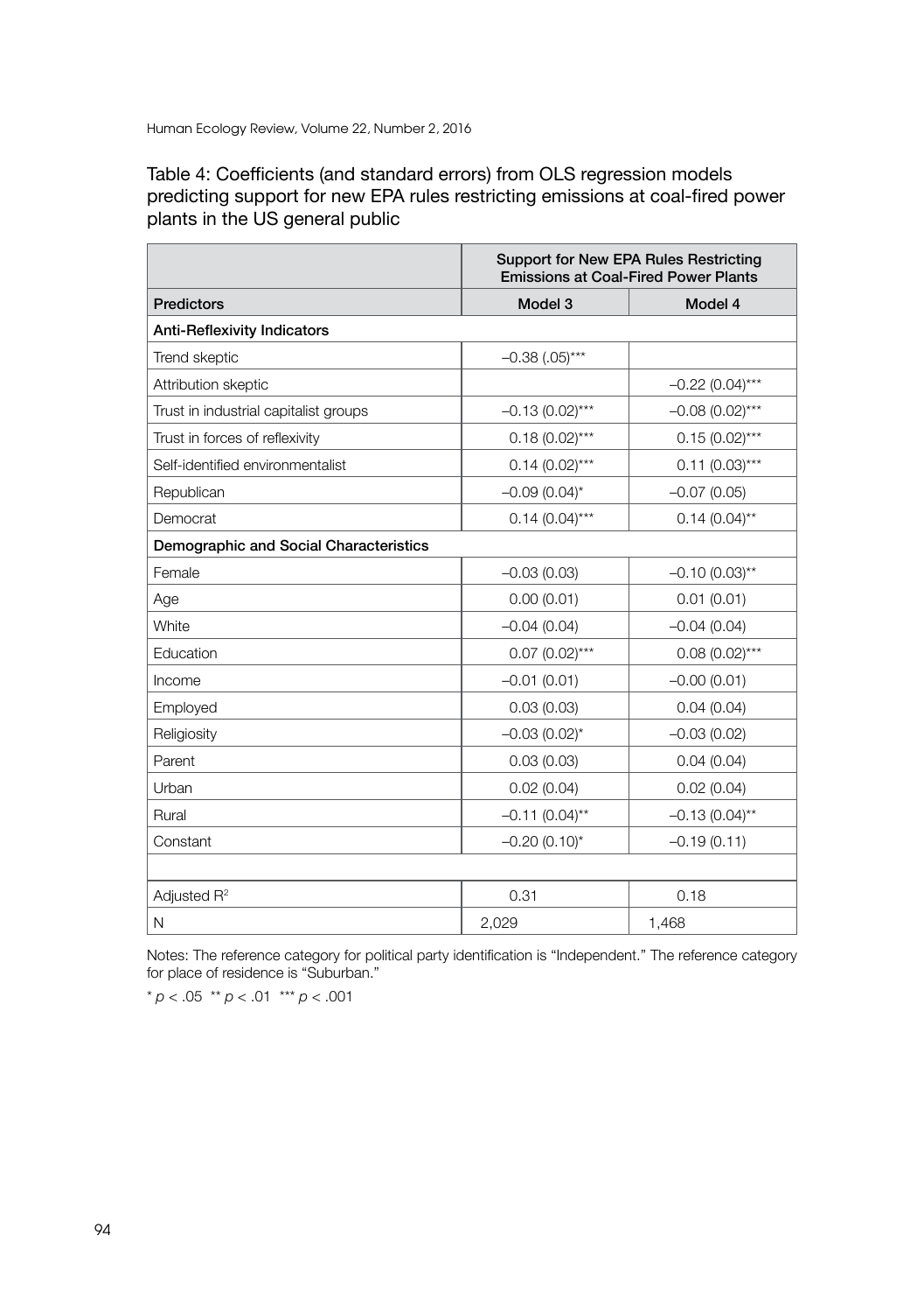Table 4: Coefficients (and standard errors) from OLS regression models predicting support for new EPA rules restricting emissions at coal-fired power plants in the US general public

| | Support for New EPA Rules Restricting Emissions at Coal-Fired Power Plants | |
|---|---|---|
| **Predictors** | **Model 3** | **Model 4** |
| **Anti-Reflexivity Indicators** | | |
| Trend skeptic | –0.38 (.05)*** | |
| Attribution skeptic | | –0.22 (0.04)*** |
| Trust in industrial capitalist groups | –0.13 (0.02)*** | –0.08 (0.02)*** |
| Trust in forces of reflexivity | 0.18 (0.02)*** | 0.15 (0.02)*** |
| Self-identified environmentalist | 0.14 (0.02)*** | 0.11 (0.03)*** |
| Republican | –0.09 (0.04)* | –0.07 (0.05) |
| Democrat | 0.14 (0.04)*** | 0.14 (0.04)** |
| **Demographic and Social Characteristics** | | |
| Female | –0.03 (0.03) | –0.10 (0.03)** |
| Age | 0.00 (0.01) | 0.01 (0.01) |
| White | –0.04 (0.04) | –0.04 (0.04) |
| Education | 0.07 (0.02)*** | 0.08 (0.02)*** |
| Income | –0.01 (0.01) | –0.00 (0.01) |
| Employed | 0.03 (0.03) | 0.04 (0.04) |
| Religiosity | –0.03 (0.02)* | –0.03 (0.02) |
| Parent | 0.03 (0.03) | 0.04 (0.04) |
| Urban | 0.02 (0.04) | 0.02 (0.04) |
| Rural | –0.11 (0.04)** | –0.13 (0.04)** |
| Constant | –0.20 (0.10)* | –0.19 (0.11) |
| | | |
| Adjusted $R^2$ | 0.31 | 0.18 |
| N | 2,029 | 1,468 |

Notes: The reference category for political party identification is "Independent." The reference category for place of residence is "Suburban."

\* $p < .05$ \*\* $p < .01$ \*\*\* $p < .001$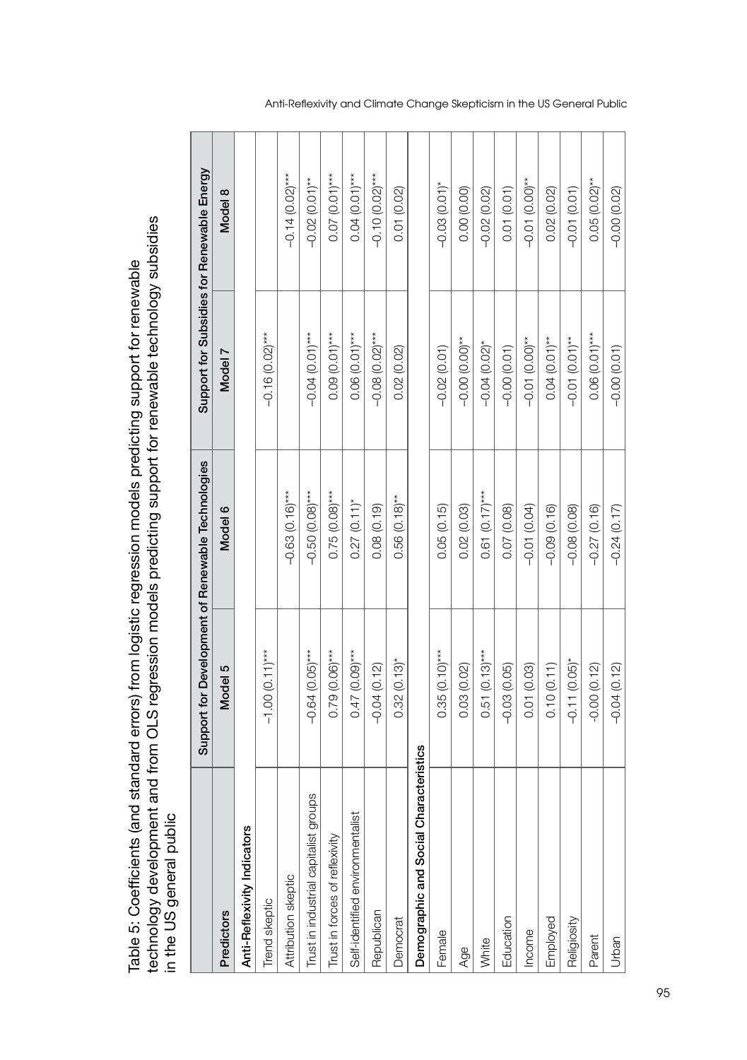Table 5: Coefficients (and standard errors) from logistic regression models predicting support for renewable technology development and from OLS regression models predicting support for renewable technology subsidies in the US general public

| | Support for Development of Renewable Technologies | | Support for Subsidies for Renewable Energy | |
|---|---|---|---|---|
| **Predictors** | **Model 5** | **Model 6** | **Model 7** | **Model 8** |
| **Anti-Reflexivity Indicators** | | | | |
| Trend skeptic | −1.00 (0.11)*** | | −0.16 (0.02)*** | |
| Attribution skeptic | | −0.63 (0.16)*** | | −0.14 (0.02)*** |
| Trust in industrial capitalist groups | −0.64 (0.05)*** | −0.50 (0.08)*** | −0.04 (0.01)*** | −0.02 (0.01)** |
| Trust in forces of reflexivity | 0.79 (0.06)*** | 0.75 (0.08)*** | 0.09 (0.01)*** | 0.07 (0.01)*** |
| Self-identified environmentalist | 0.47 (0.09)*** | 0.27 (0.11)* | 0.06 (0.01)*** | 0.04 (0.01)*** |
| Republican | −0.04 (0.12) | 0.08 (0.19) | −0.08 (0.02)*** | −0.10 (0.02)*** |
| Democrat | 0.32 (0.13)* | 0.56 (0.18)** | 0.02 (0.02) | 0.01 (0.02) |
| **Demographic and Social Characteristics** | | | | |
| Female | 0.35 (0.10)*** | 0.05 (0.15) | −0.02 (0.01) | −0.03 (0.01)* |
| Age | 0.03 (0.02) | 0.02 (0.03) | −0.00 (0.00)** | 0.00 (0.00) |
| White | 0.51 (0.13)*** | 0.61 (0.17)*** | −0.04 (0.02)* | −0.02 (0.02) |
| Education | −0.03 (0.05) | 0.07 (0.08) | −0.00 (0.01) | 0.01 (0.01) |
| Income | 0.01 (0.03) | −0.01 (0.04) | −0.01 (0.00)** | −0.01 (0.00)** |
| Employed | 0.10 (0.11) | −0.09 (0.16) | 0.04 (0.01)** | 0.02 (0.02) |
| Religiosity | −0.11 (0.05)* | −0.08 (0.08) | −0.01 (0.01)** | −0.01 (0.01) |
| Parent | -0.00 (0.12) | −0.27 (0.16) | 0.06 (0.01)*** | 0.05 (0.02)** |
| Urban | −0.04 (0.12) | −0.24 (0.17) | −0.00 (0.01) | −0.00 (0.02) |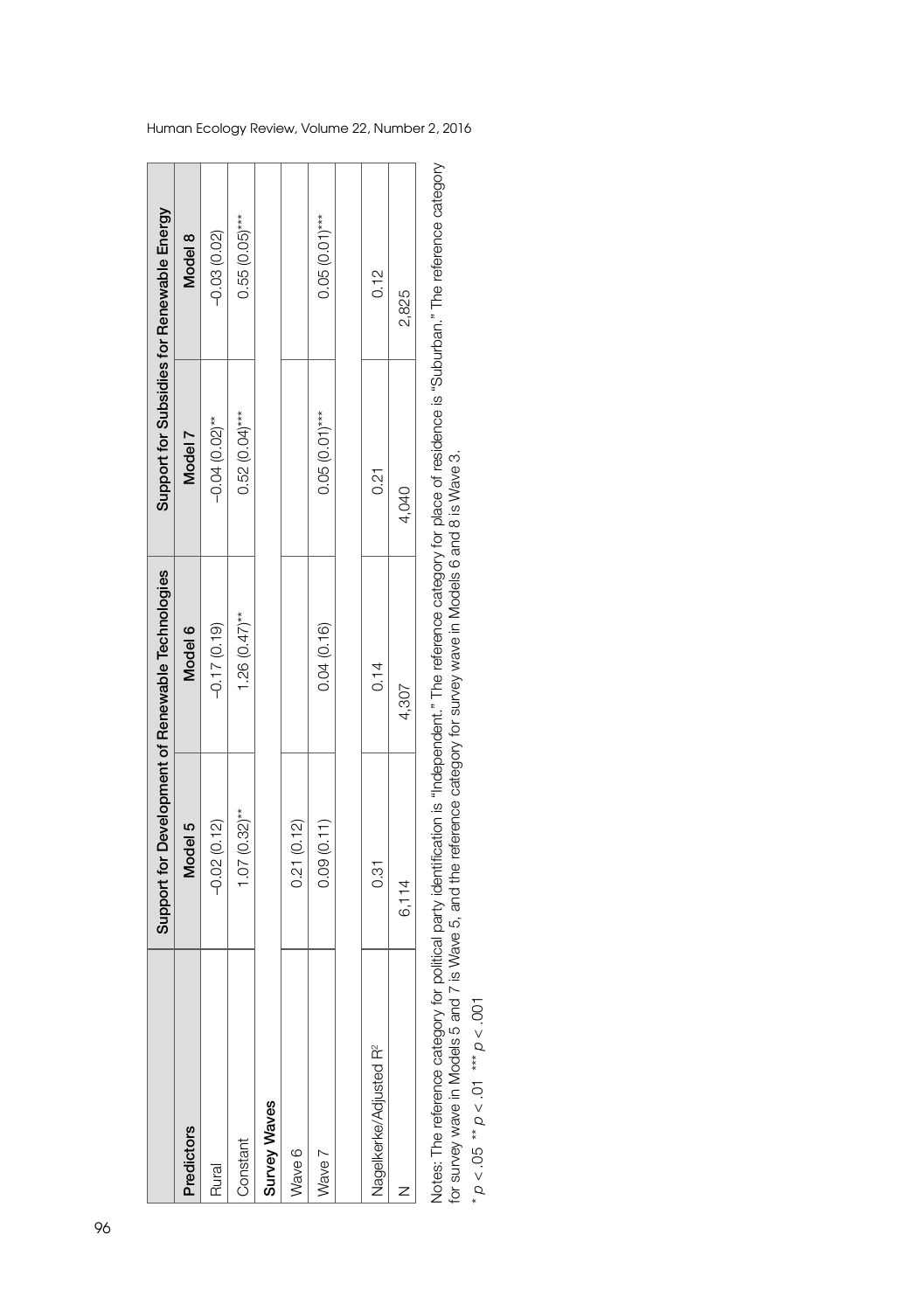| Predictors | Support for Development of Renewable Technologies | | Support for Subsidies for Renewable Energy | |
|---|---|---|---|---|
| | Model 5 | Model 6 | Model 7 | Model 8 |
| Rural | –0.02 (0.12) | –0.17 (0.19) | –0.04 (0.02)** | –0.03 (0.02) |
| Constant | 1.07 (0.32)** | 1.26 (0.47)** | 0.52 (0.04)*** | 0.55 (0.05)*** |
| **Survey Waves** | | | | |
| Wave 6 | 0.21 (0.12) | | | |
| Wave 7 | 0.09 (0.11) | 0.04 (0.16) | 0.05 (0.01)*** | 0.05 (0.01)*** |
| | | | | |
| Nagelkerke/Adjusted $R^2$ | 0.31 | 0.14 | 0.21 | 0.12 |
| N | 6,114 | 4,307 | 4,040 | 2,825 |

Notes: The reference category for political party identification is "Independent." The reference category for place of residence is "Suburban." The reference category for survey wave in Models 5 and 7 is Wave 5, and the reference category for survey wave in Models 6 and 8 is Wave 3.

* $p < .05$ ** $p < .01$ *** $p < .001$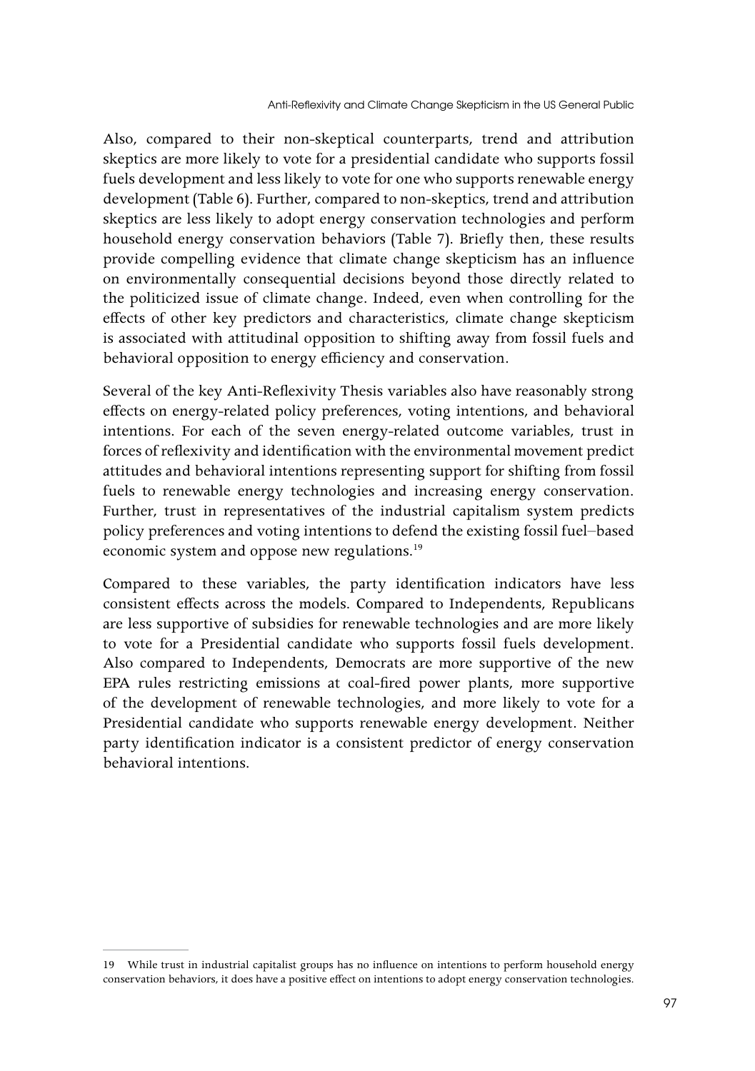Also, compared to their non-skeptical counterparts, trend and attribution skeptics are more likely to vote for a presidential candidate who supports fossil fuels development and less likely to vote for one who supports renewable energy development (Table 6). Further, compared to non-skeptics, trend and attribution skeptics are less likely to adopt energy conservation technologies and perform household energy conservation behaviors (Table 7). Briefly then, these results provide compelling evidence that climate change skepticism has an influence on environmentally consequential decisions beyond those directly related to the politicized issue of climate change. Indeed, even when controlling for the effects of other key predictors and characteristics, climate change skepticism is associated with attitudinal opposition to shifting away from fossil fuels and behavioral opposition to energy efficiency and conservation.

Several of the key Anti-Reflexivity Thesis variables also have reasonably strong effects on energy-related policy preferences, voting intentions, and behavioral intentions. For each of the seven energy-related outcome variables, trust in forces of reflexivity and identification with the environmental movement predict attitudes and behavioral intentions representing support for shifting from fossil fuels to renewable energy technologies and increasing energy conservation. Further, trust in representatives of the industrial capitalism system predicts policy preferences and voting intentions to defend the existing fossil fuel–based economic system and oppose new regulations.[19]

Compared to these variables, the party identification indicators have less consistent effects across the models. Compared to Independents, Republicans are less supportive of subsidies for renewable technologies and are more likely to vote for a Presidential candidate who supports fossil fuels development. Also compared to Independents, Democrats are more supportive of the new EPA rules restricting emissions at coal-fired power plants, more supportive of the development of renewable technologies, and more likely to vote for a Presidential candidate who supports renewable energy development. Neither party identification indicator is a consistent predictor of energy conservation behavioral intentions.

---

19 While trust in industrial capitalist groups has no influence on intentions to perform household energy conservation behaviors, it does have a positive effect on intentions to adopt energy conservation technologies.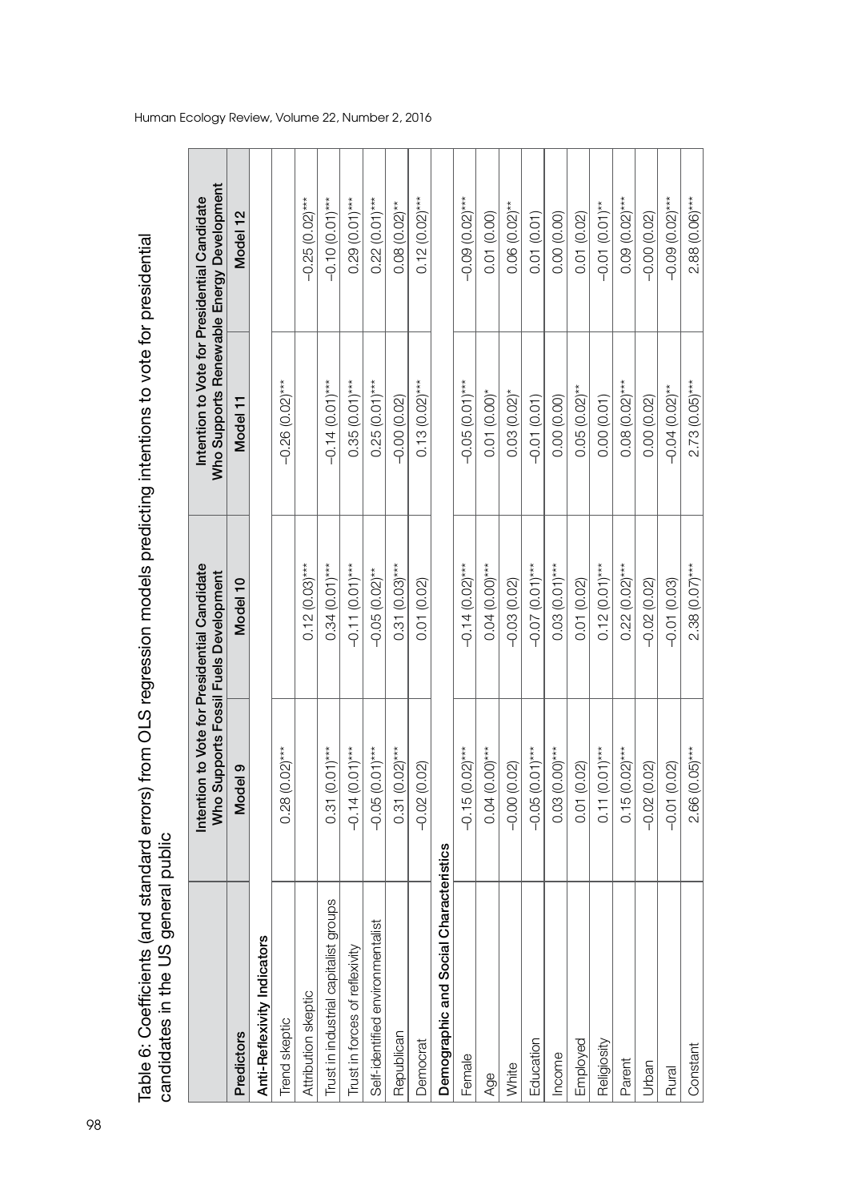Table 6: Coefficients (and standard errors) from OLS regression models predicting intentions to vote for presidential candidates in the US general public

| | Intention to Vote for Presidential Candidate Who Supports Fossil Fuels Development | | Intention to Vote for Presidential Candidate Who Supports Renewable Energy Development | |
|---|---|---|---|---|
| **Predictors** | **Model 9** | **Model 10** | **Model 11** | **Model 12** |
| **Anti-Reflexivity Indicators** | | | | |
| Trend skeptic | 0.28 (0.02)*** | | –0.26 (0.02)*** | |
| Attribution skeptic | | 0.12 (0.03)*** | | –0.25 (0.02)*** |
| Trust in industrial capitalist groups | 0.31 (0.01)*** | 0.34 (0.01)*** | –0.14 (0.01)*** | –0.10 (0.01)*** |
| Trust in forces of reflexivity | –0.14 (0.01)*** | –0.11 (0.01)*** | 0.35 (0.01)*** | 0.29 (0.01)*** |
| Self-identified environmentalist | –0.05 (0.01)*** | –0.05 (0.02)** | 0.25 (0.01)*** | 0.22 (0.01)*** |
| Republican | 0.31 (0.02)*** | 0.31 (0.03)*** | –0.00 (0.02) | 0.08 (0.02)** |
| Democrat | –0.02 (0.02) | 0.01 (0.02) | 0.13 (0.02)*** | 0.12 (0.02)*** |
| **Demographic and Social Characteristics** | | | | |
| Female | –0.15 (0.02)*** | –0.14 (0.02)*** | –0.05 (0.01)*** | –0.09 (0.02)*** |
| Age | 0.04 (0.00)*** | 0.04 (0.00)*** | 0.01 (0.00)* | 0.01 (0.00) |
| White | –0.00 (0.02) | –0.03 (0.02) | 0.03 (0.02)* | 0.06 (0.02)** |
| Education | –0.05 (0.01)*** | –0.07 (0.01)*** | –0.01 (0.01) | 0.01 (0.01) |
| Income | 0.03 (0.00)*** | 0.03 (0.01)*** | 0.00 (0.00) | 0.00 (0.00) |
| Employed | 0.01 (0.02) | 0.01 (0.02) | 0.05 (0.02)** | 0.01 (0.02) |
| Religiosity | 0.11 (0.01)*** | 0.12 (0.01)*** | 0.00 (0.01) | –0.01 (0.01)** |
| Parent | 0.15 (0.02)*** | 0.22 (0.02)*** | 0.08 (0.02)*** | 0.09 (0.02)*** |
| Urban | –0.02 (0.02) | –0.02 (0.02) | 0.00 (0.02) | –0.00 (0.02) |
| Rural | –0.01 (0.02) | –0.01 (0.03) | –0.04 (0.02)** | –0.09 (0.02)*** |
| Constant | 2.66 (0.05)*** | 2.38 (0.07)*** | 2.73 (0.05)*** | 2.88 (0.06)*** |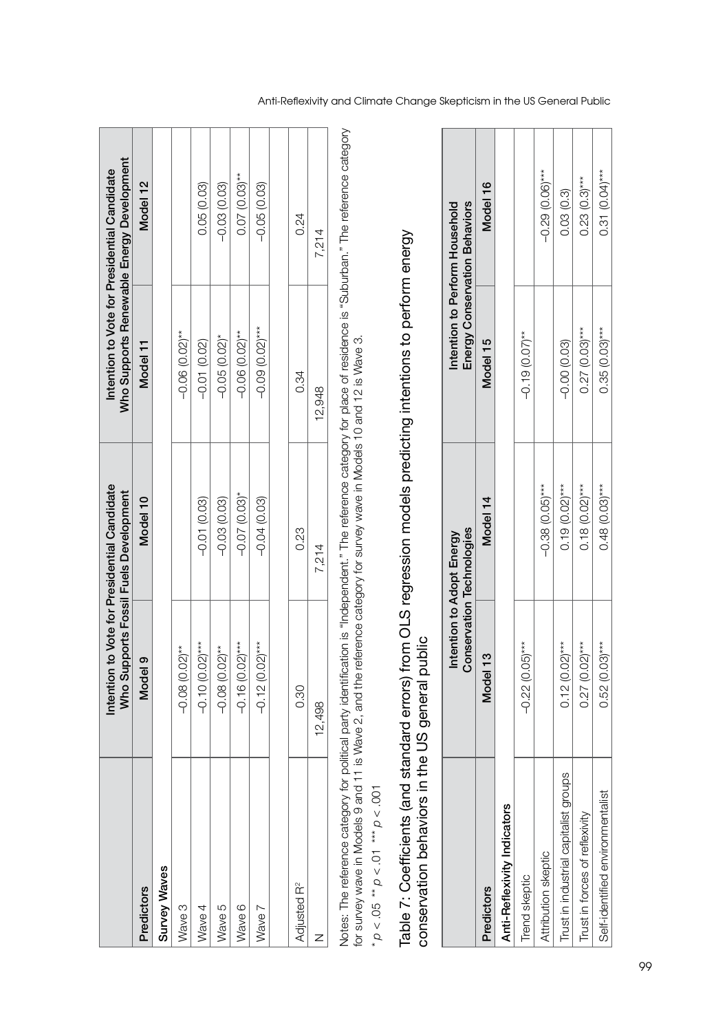| Predictors | Intention to Vote for Presidential Candidate Who Supports Fossil Fuels Development | | Intention to Vote for Presidential Candidate Who Supports Renewable Energy Development | |
|---|---|---|---|---|
| | Model 9 | Model 10 | Model 11 | Model 12 |
| **Survey Waves** | | | | |
| Wave 3 | −0.08 (0.02)** | | −0.06 (0.02)** | |
| Wave 4 | −0.10 (0.02)*** | −0.01 (0.03) | −0.01 (0.02) | 0.05 (0.03) |
| Wave 5 | −0.08 (0.02)** | −0.03 (0.03) | −0.05 (0.02)* | −0.03 (0.03) |
| Wave 6 | −0.16 (0.02)*** | −0.07 (0.03)* | −0.06 (0.02)** | 0.07 (0.03)** |
| Wave 7 | −0.12 (0.02)*** | −0.04 (0.03) | −0.09 (0.02)*** | −0.05 (0.03) |
| | | | | |
| Adjusted $R^2$ | 0.30 | 0.23 | 0.34 | 0.24 |
| N | 12,498 | 7,214 | 12,948 | 7,214 |

Notes: The reference category for political party identification is "Independent." The reference category for place of residence is "Suburban." The reference category for survey wave in Models 9 and 11 is Wave 2, and the reference category for survey wave in Models 10 and 12 is Wave 3.

* $p < .05$ ** $p < .01$ *** $p < .001$

## Table 7: Coefficients (and standard errors) from OLS regression models predicting intentions to perform energy conservation behaviors in the US general public

| Predictors | Intention to Adopt Energy Conservation Technologies | | Intention to Perform Household Energy Conservation Behaviors | |
|---|---|---|---|---|
| | Model 13 | Model 14 | Model 15 | Model 16 |
| **Anti-Reflexivity Indicators** | | | | |
| Trend skeptic | −0.22 (0.05)*** | | −0.19 (0.07)** | |
| Attribution skeptic | | −0.38 (0.05)*** | | −0.29 (0.06)*** |
| Trust in industrial capitalist groups | 0.12 (0.02)*** | 0.19 (0.02)*** | −0.00 (0.03) | 0.03 (0.3) |
| Trust in forces of reflexivity | 0.27 (0.02)*** | 0.18 (0.02)*** | 0.27 (0.03)*** | 0.23 (0.3)*** |
| Self-identified environmentalist | 0.52 (0.03)*** | 0.48 (0.03)*** | 0.35 (0.03)*** | 0.31 (0.04)*** |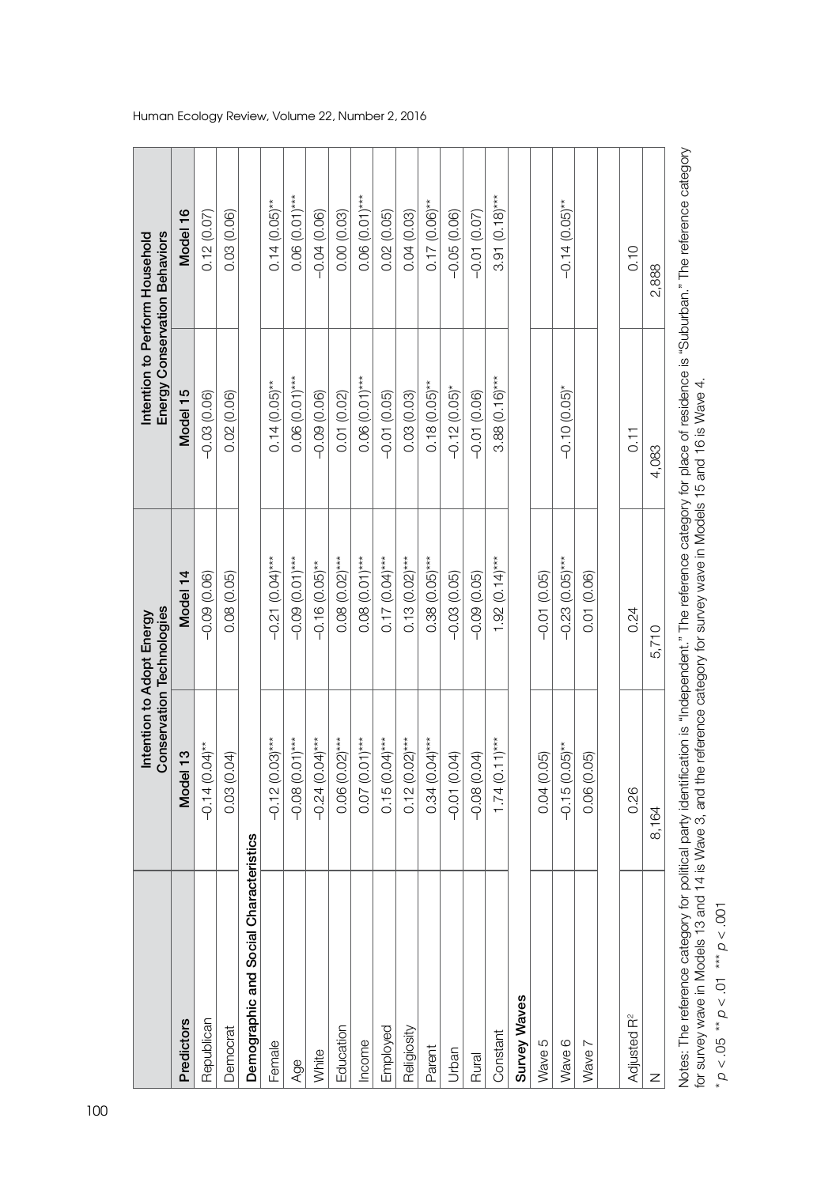| Predictors | Intention to Adopt Energy Conservation Technologies | | Intention to Perform Household Energy Conservation Behaviors | |
|---|---|---|---|---|
| | Model 13 | Model 14 | Model 15 | Model 16 |
| Republican | −0.14 (0.04)** | −0.09 (0.06) | −0.03 (0.06) | 0.12 (0.07) |
| Democrat | 0.03 (0.04) | 0.08 (0.05) | 0.02 (0.06) | 0.03 (0.06) |
| **Demographic and Social Characteristics** | | | | |
| Female | −0.12 (0.03)*** | −0.21 (0.04)*** | 0.14 (0.05)** | 0.14 (0.05)** |
| Age | −0.08 (0.01)*** | −0.09 (0.01)*** | 0.06 (0.01)*** | 0.06 (0.01)*** |
| White | −0.24 (0.04)*** | −0.16 (0.05)** | −0.09 (0.06) | −0.04 (0.06) |
| Education | 0.06 (0.02)*** | 0.08 (0.02)*** | 0.01 (0.02) | 0.00 (0.03) |
| Income | 0.07 (0.01)*** | 0.08 (0.01)*** | 0.06 (0.01)*** | 0.06 (0.01)*** |
| Employed | 0.15 (0.04)*** | 0.17 (0.04)*** | −0.01 (0.05) | 0.02 (0.05) |
| Religiosity | 0.12 (0.02)*** | 0.13 (0.02)*** | 0.03 (0.03) | 0.04 (0.03) |
| Parent | 0.34 (0.04)*** | 0.38 (0.05)*** | 0.18 (0.05)** | 0.17 (0.06)** |
| Urban | −0.01 (0.04) | −0.03 (0.05) | −0.12 (0.05)* | −0.05 (0.06) |
| Rural | −0.08 (0.04) | −0.09 (0.05) | −0.01 (0.06) | −0.01 (0.07) |
| Constant | 1.74 (0.11)*** | 1.92 (0.14)*** | 3.88 (0.16)*** | 3.91 (0.18)*** |
| **Survey Waves** | | | | |
| Wave 5 | 0.04 (0.05) | −0.01 (0.05) | | |
| Wave 6 | −0.15 (0.05)** | −0.23 (0.05)*** | −0.10 (0.05)* | −0.14 (0.05)** |
| Wave 7 | 0.06 (0.05) | 0.01 (0.06) | | |
| Adjusted $R^2$ | 0.26 | 0.24 | 0.11 | 0.10 |
| N | 8,164 | 5,710 | 4,083 | 2,888 |

Notes: The reference category for political party identification is "Independent." The reference category for place of residence is "Suburban." The reference category for survey wave in Models 13 and 14 is Wave 3, and the reference category for survey wave in Models 15 and 16 is Wave 4.

$^{*}p < .05$ $^{**}p < .01$ $^{***}p < .001$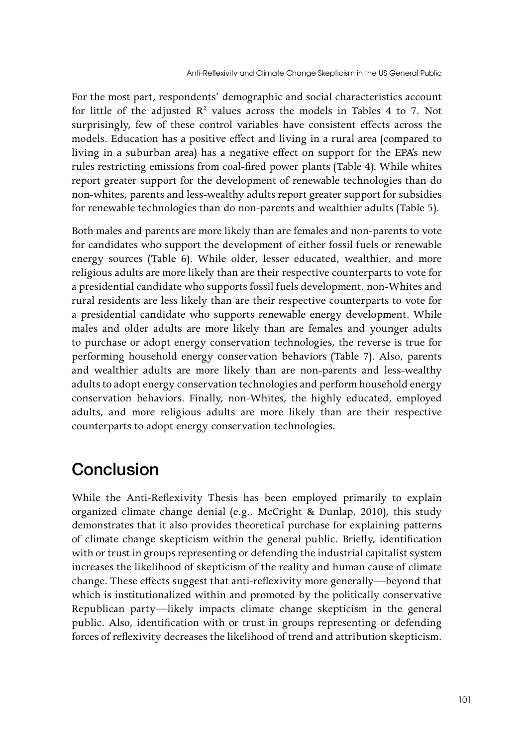For the most part, respondents' demographic and social characteristics account for little of the adjusted $R^2$ values across the models in Tables 4 to 7. Not surprisingly, few of these control variables have consistent effects across the models. Education has a positive effect and living in a rural area (compared to living in a suburban area) has a negative effect on support for the EPA's new rules restricting emissions from coal-fired power plants (Table 4). While whites report greater support for the development of renewable technologies than do non-whites, parents and less-wealthy adults report greater support for subsidies for renewable technologies than do non-parents and wealthier adults (Table 5).

Both males and parents are more likely than are females and non-parents to vote for candidates who support the development of either fossil fuels or renewable energy sources (Table 6). While older, lesser educated, wealthier, and more religious adults are more likely than are their respective counterparts to vote for a presidential candidate who supports fossil fuels development, non-Whites and rural residents are less likely than are their respective counterparts to vote for a presidential candidate who supports renewable energy development. While males and older adults are more likely than are females and younger adults to purchase or adopt energy conservation technologies, the reverse is true for performing household energy conservation behaviors (Table 7). Also, parents and wealthier adults are more likely than are non-parents and less-wealthy adults to adopt energy conservation technologies and perform household energy conservation behaviors. Finally, non-Whites, the highly educated, employed adults, and more religious adults are more likely than are their respective counterparts to adopt energy conservation technologies.

## Conclusion

While the Anti-Reflexivity Thesis has been employed primarily to explain organized climate change denial (e.g., McCright & Dunlap, 2010), this study demonstrates that it also provides theoretical purchase for explaining patterns of climate change skepticism within the general public. Briefly, identification with or trust in groups representing or defending the industrial capitalist system increases the likelihood of skepticism of the reality and human cause of climate change. These effects suggest that anti-reflexivity more generally—beyond that which is institutionalized within and promoted by the politically conservative Republican party—likely impacts climate change skepticism in the general public. Also, identification with or trust in groups representing or defending forces of reflexivity decreases the likelihood of trend and attribution skepticism.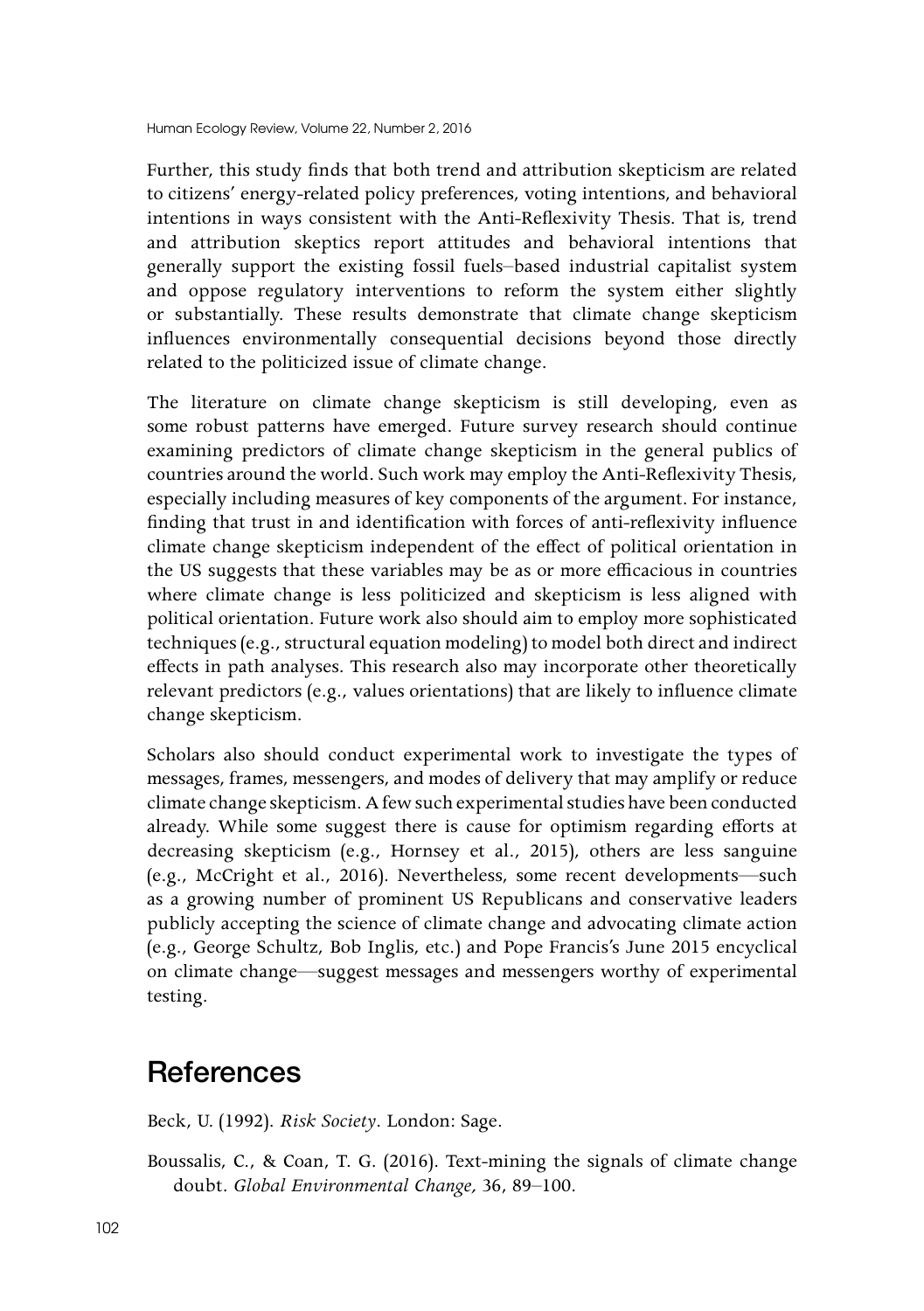Further, this study finds that both trend and attribution skepticism are related to citizens' energy-related policy preferences, voting intentions, and behavioral intentions in ways consistent with the Anti-Reflexivity Thesis. That is, trend and attribution skeptics report attitudes and behavioral intentions that generally support the existing fossil fuels–based industrial capitalist system and oppose regulatory interventions to reform the system either slightly or substantially. These results demonstrate that climate change skepticism influences environmentally consequential decisions beyond those directly related to the politicized issue of climate change.

The literature on climate change skepticism is still developing, even as some robust patterns have emerged. Future survey research should continue examining predictors of climate change skepticism in the general publics of countries around the world. Such work may employ the Anti-Reflexivity Thesis, especially including measures of key components of the argument. For instance, finding that trust in and identification with forces of anti-reflexivity influence climate change skepticism independent of the effect of political orientation in the US suggests that these variables may be as or more efficacious in countries where climate change is less politicized and skepticism is less aligned with political orientation. Future work also should aim to employ more sophisticated techniques (e.g., structural equation modeling) to model both direct and indirect effects in path analyses. This research also may incorporate other theoretically relevant predictors (e.g., values orientations) that are likely to influence climate change skepticism.

Scholars also should conduct experimental work to investigate the types of messages, frames, messengers, and modes of delivery that may amplify or reduce climate change skepticism. A few such experimental studies have been conducted already. While some suggest there is cause for optimism regarding efforts at decreasing skepticism (e.g., Hornsey et al., 2015), others are less sanguine (e.g., McCright et al., 2016). Nevertheless, some recent developments—such as a growing number of prominent US Republicans and conservative leaders publicly accepting the science of climate change and advocating climate action (e.g., George Schultz, Bob Inglis, etc.) and Pope Francis's June 2015 encyclical on climate change—suggest messages and messengers worthy of experimental testing.

## References

Beck, U. (1992). *Risk Society*. London: Sage.

Boussalis, C., & Coan, T. G. (2016). Text-mining the signals of climate change doubt. *Global Environmental Change,* 36, 89–100.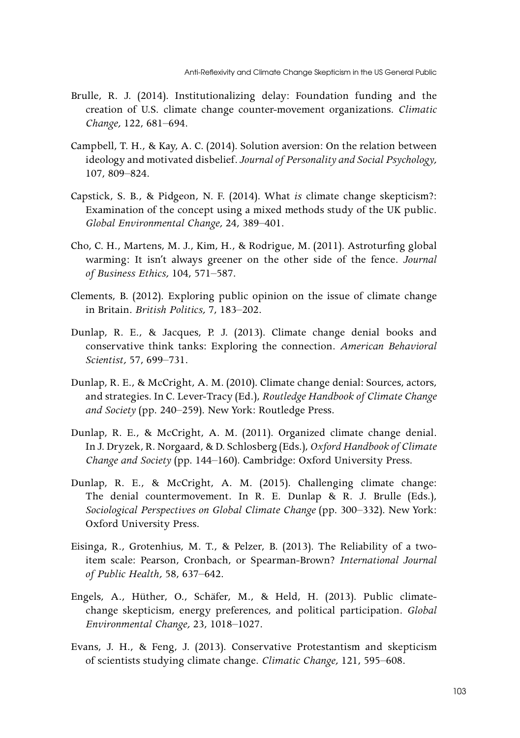Brulle, R. J. (2014). Institutionalizing delay: Foundation funding and the creation of U.S. climate change counter-movement organizations. *Climatic Change,* 122, 681–694.

Campbell, T. H., & Kay, A. C. (2014). Solution aversion: On the relation between ideology and motivated disbelief. *Journal of Personality and Social Psychology,* 107, 809–824.

Capstick, S. B., & Pidgeon, N. F. (2014). What *is* climate change skepticism?: Examination of the concept using a mixed methods study of the UK public. *Global Environmental Change,* 24, 389–401.

Cho, C. H., Martens, M. J., Kim, H., & Rodrigue, M. (2011). Astroturfing global warming: It isn't always greener on the other side of the fence. *Journal of Business Ethics,* 104, 571–587.

Clements, B. (2012). Exploring public opinion on the issue of climate change in Britain. *British Politics,* 7, 183–202.

Dunlap, R. E., & Jacques, P. J. (2013). Climate change denial books and conservative think tanks: Exploring the connection. *American Behavioral Scientist,* 57, 699–731.

Dunlap, R. E., & McCright, A. M. (2010). Climate change denial: Sources, actors, and strategies. In C. Lever-Tracy (Ed.), *Routledge Handbook of Climate Change and Society* (pp. 240–259). New York: Routledge Press.

Dunlap, R. E., & McCright, A. M. (2011). Organized climate change denial. In J. Dryzek, R. Norgaard, & D. Schlosberg (Eds.), *Oxford Handbook of Climate Change and Society* (pp. 144–160). Cambridge: Oxford University Press.

Dunlap, R. E., & McCright, A. M. (2015). Challenging climate change: The denial countermovement. In R. E. Dunlap & R. J. Brulle (Eds.), *Sociological Perspectives on Global Climate Change* (pp. 300–332). New York: Oxford University Press.

Eisinga, R., Grotenhius, M. T., & Pelzer, B. (2013). The Reliability of a two-item scale: Pearson, Cronbach, or Spearman-Brown? *International Journal of Public Health,* 58, 637–642.

Engels, A., Hüther, O., Schäfer, M., & Held, H. (2013). Public climate-change skepticism, energy preferences, and political participation. *Global Environmental Change,* 23, 1018–1027.

Evans, J. H., & Feng, J. (2013). Conservative Protestantism and skepticism of scientists studying climate change. *Climatic Change,* 121, 595–608.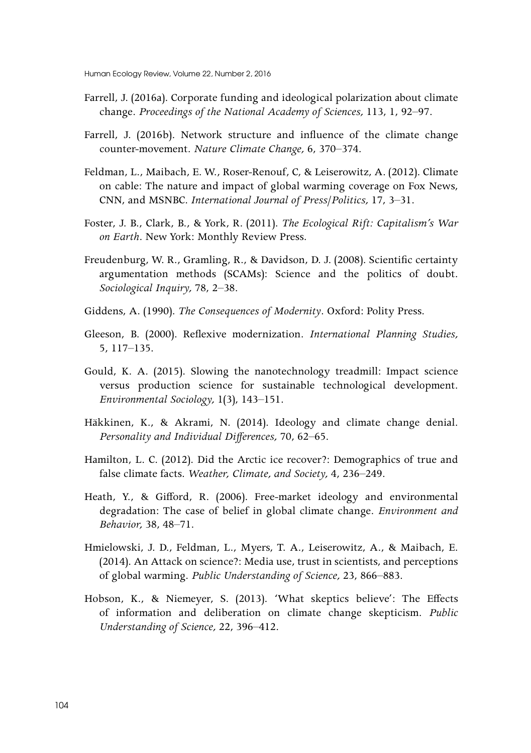Farrell, J. (2016a). Corporate funding and ideological polarization about climate change. *Proceedings of the National Academy of Sciences,* 113, 1, 92–97.

Farrell, J. (2016b). Network structure and influence of the climate change counter-movement. *Nature Climate Change,* 6, 370–374.

Feldman, L., Maibach, E. W., Roser-Renouf, C, & Leiserowitz, A. (2012). Climate on cable: The nature and impact of global warming coverage on Fox News, CNN, and MSNBC. *International Journal of Press/Politics,* 17, 3–31.

Foster, J. B., Clark, B., & York, R. (2011). *The Ecological Rift: Capitalism's War on Earth*. New York: Monthly Review Press.

Freudenburg, W. R., Gramling, R., & Davidson, D. J. (2008). Scientific certainty argumentation methods (SCAMs): Science and the politics of doubt. *Sociological Inquiry,* 78, 2–38.

Giddens, A. (1990). *The Consequences of Modernity*. Oxford: Polity Press.

Gleeson, B. (2000). Reflexive modernization. *International Planning Studies,* 5, 117–135.

Gould, K. A. (2015). Slowing the nanotechnology treadmill: Impact science versus production science for sustainable technological development. *Environmental Sociology,* 1(3), 143–151.

Häkkinen, K., & Akrami, N. (2014). Ideology and climate change denial. *Personality and Individual Differences,* 70, 62–65.

Hamilton, L. C. (2012). Did the Arctic ice recover?: Demographics of true and false climate facts. *Weather, Climate, and Society,* 4, 236–249.

Heath, Y., & Gifford, R. (2006). Free-market ideology and environmental degradation: The case of belief in global climate change. *Environment and Behavior,* 38, 48–71.

Hmielowski, J. D., Feldman, L., Myers, T. A., Leiserowitz, A., & Maibach, E. (2014). An Attack on science?: Media use, trust in scientists, and perceptions of global warming. *Public Understanding of Science,* 23, 866–883.

Hobson, K., & Niemeyer, S. (2013). 'What skeptics believe': The Effects of information and deliberation on climate change skepticism. *Public Understanding of Science,* 22, 396–412.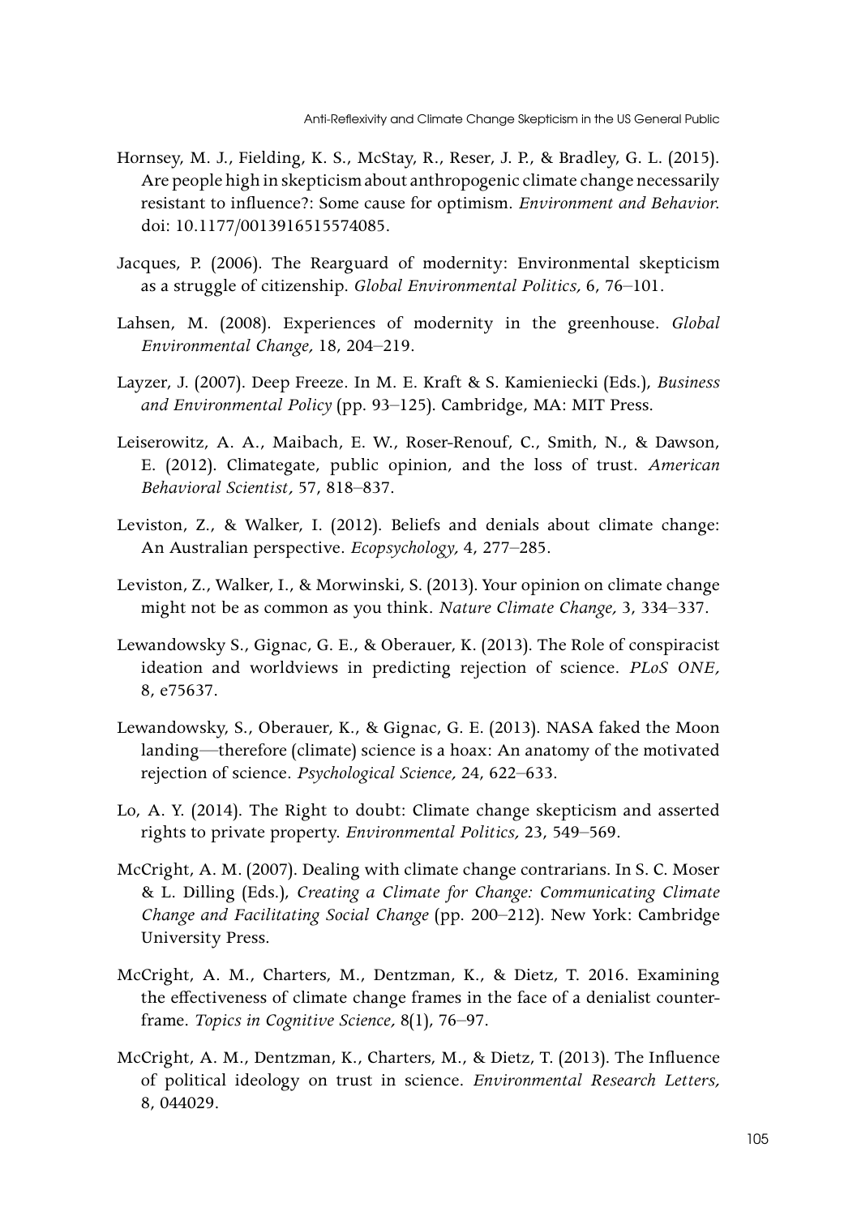Hornsey, M. J., Fielding, K. S., McStay, R., Reser, J. P., & Bradley, G. L. (2015). Are people high in skepticism about anthropogenic climate change necessarily resistant to influence?: Some cause for optimism. *Environment and Behavior*. doi: 10.1177/0013916515574085.

Jacques, P. (2006). The Rearguard of modernity: Environmental skepticism as a struggle of citizenship. *Global Environmental Politics,* 6, 76–101.

Lahsen, M. (2008). Experiences of modernity in the greenhouse. *Global Environmental Change,* 18, 204–219.

Layzer, J. (2007). Deep Freeze. In M. E. Kraft & S. Kamieniecki (Eds.), *Business and Environmental Policy* (pp. 93–125). Cambridge, MA: MIT Press.

Leiserowitz, A. A., Maibach, E. W., Roser-Renouf, C., Smith, N., & Dawson, E. (2012). Climategate, public opinion, and the loss of trust. *American Behavioral Scientist,* 57, 818–837.

Leviston, Z., & Walker, I. (2012). Beliefs and denials about climate change: An Australian perspective. *Ecopsychology,* 4, 277–285.

Leviston, Z., Walker, I., & Morwinski, S. (2013). Your opinion on climate change might not be as common as you think. *Nature Climate Change,* 3, 334–337.

Lewandowsky S., Gignac, G. E., & Oberauer, K. (2013). The Role of conspiracist ideation and worldviews in predicting rejection of science. *PLoS ONE,* 8, e75637.

Lewandowsky, S., Oberauer, K., & Gignac, G. E. (2013). NASA faked the Moon landing—therefore (climate) science is a hoax: An anatomy of the motivated rejection of science. *Psychological Science,* 24, 622–633.

Lo, A. Y. (2014). The Right to doubt: Climate change skepticism and asserted rights to private property. *Environmental Politics,* 23, 549–569.

McCright, A. M. (2007). Dealing with climate change contrarians. In S. C. Moser & L. Dilling (Eds.), *Creating a Climate for Change: Communicating Climate Change and Facilitating Social Change* (pp. 200–212). New York: Cambridge University Press.

McCright, A. M., Charters, M., Dentzman, K., & Dietz, T. 2016. Examining the effectiveness of climate change frames in the face of a denialist counter-frame. *Topics in Cognitive Science,* 8(1), 76–97.

McCright, A. M., Dentzman, K., Charters, M., & Dietz, T. (2013). The Influence of political ideology on trust in science. *Environmental Research Letters,* 8, 044029.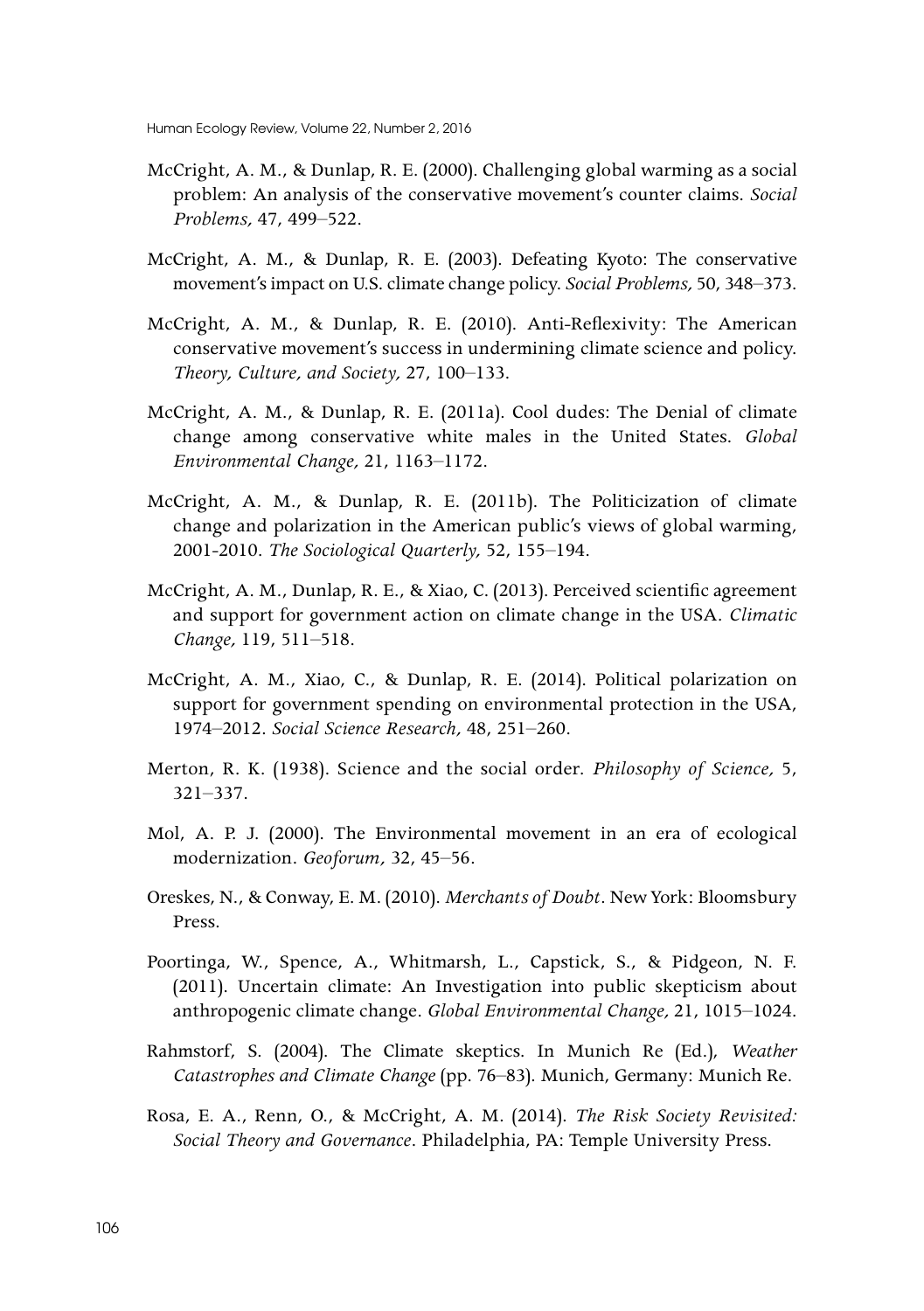McCright, A. M., & Dunlap, R. E. (2000). Challenging global warming as a social problem: An analysis of the conservative movement's counter claims. *Social Problems,* 47, 499–522.

McCright, A. M., & Dunlap, R. E. (2003). Defeating Kyoto: The conservative movement's impact on U.S. climate change policy. *Social Problems,* 50, 348–373.

McCright, A. M., & Dunlap, R. E. (2010). Anti-Reflexivity: The American conservative movement's success in undermining climate science and policy. *Theory, Culture, and Society,* 27, 100–133.

McCright, A. M., & Dunlap, R. E. (2011a). Cool dudes: The Denial of climate change among conservative white males in the United States. *Global Environmental Change,* 21, 1163–1172.

McCright, A. M., & Dunlap, R. E. (2011b). The Politicization of climate change and polarization in the American public's views of global warming, 2001-2010. *The Sociological Quarterly,* 52, 155–194.

McCright, A. M., Dunlap, R. E., & Xiao, C. (2013). Perceived scientific agreement and support for government action on climate change in the USA. *Climatic Change,* 119, 511–518.

McCright, A. M., Xiao, C., & Dunlap, R. E. (2014). Political polarization on support for government spending on environmental protection in the USA, 1974–2012. *Social Science Research,* 48, 251–260.

Merton, R. K. (1938). Science and the social order. *Philosophy of Science,* 5, 321–337.

Mol, A. P. J. (2000). The Environmental movement in an era of ecological modernization. *Geoforum,* 32, 45–56.

Oreskes, N., & Conway, E. M. (2010). *Merchants of Doubt*. New York: Bloomsbury Press.

Poortinga, W., Spence, A., Whitmarsh, L., Capstick, S., & Pidgeon, N. F. (2011). Uncertain climate: An Investigation into public skepticism about anthropogenic climate change. *Global Environmental Change,* 21, 1015–1024.

Rahmstorf, S. (2004). The Climate skeptics. In Munich Re (Ed.), *Weather Catastrophes and Climate Change* (pp. 76–83). Munich, Germany: Munich Re.

Rosa, E. A., Renn, O., & McCright, A. M. (2014). *The Risk Society Revisited: Social Theory and Governance*. Philadelphia, PA: Temple University Press.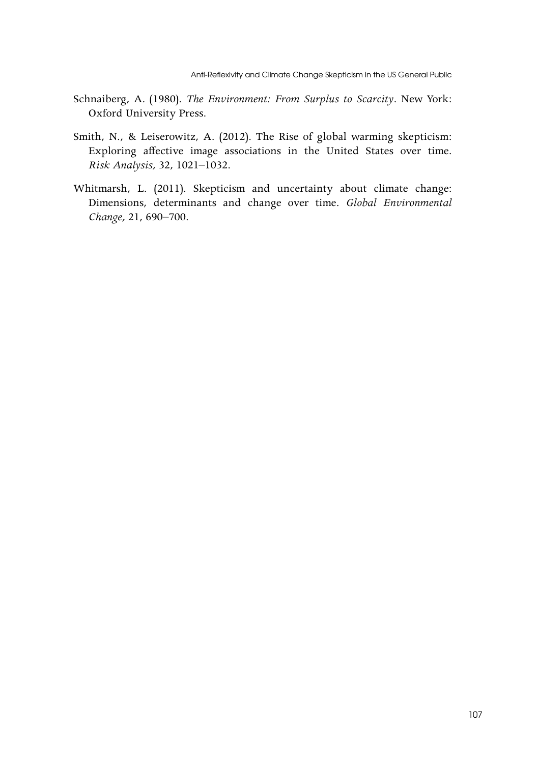Schnaiberg, A. (1980). *The Environment: From Surplus to Scarcity*. New York: Oxford University Press.

Smith, N., & Leiserowitz, A. (2012). The Rise of global warming skepticism: Exploring affective image associations in the United States over time. *Risk Analysis,* 32, 1021–1032.

Whitmarsh, L. (2011). Skepticism and uncertainty about climate change: Dimensions, determinants and change over time. *Global Environmental Change,* 21, 690–700.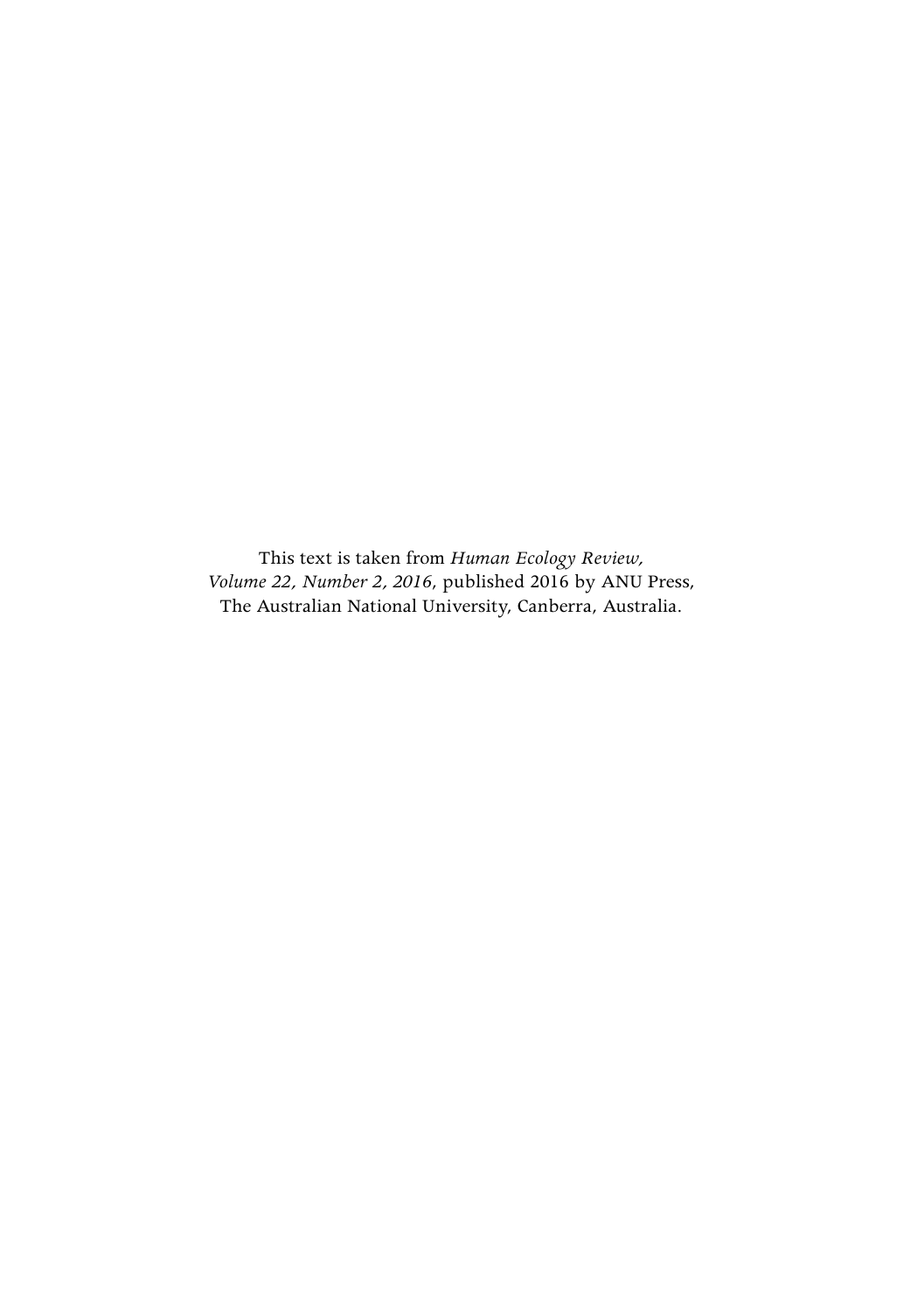This text is taken from *Human Ecology Review, Volume 22, Number 2, 2016*, published 2016 by ANU Press, The Australian National University, Canberra, Australia.